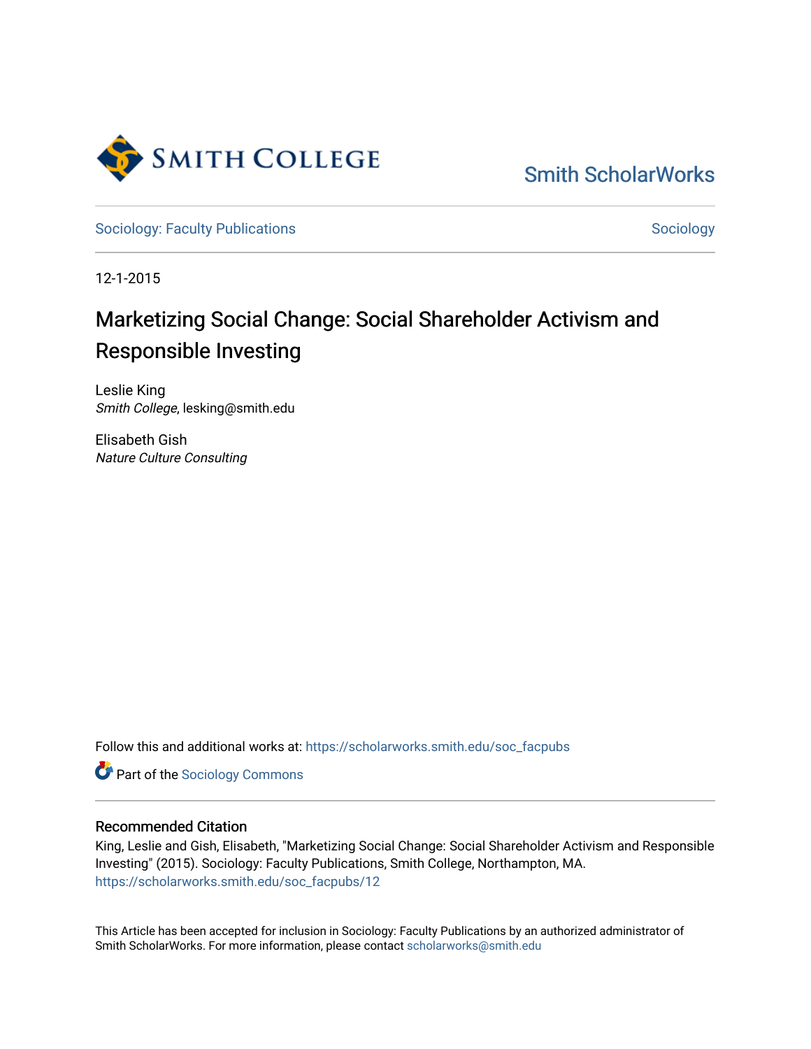Smith College

Smith ScholarWorks

Sociology: Faculty Publications

Sociology

12-1-2015

# Marketizing Social Change: Social Shareholder Activism and Responsible Investing

Leslie King
*Smith College*, lesking@smith.edu

Elisabeth Gish
*Nature Culture Consulting*

Follow this and additional works at: https://scholarworks.smith.edu/soc_facpubs

Part of the Sociology Commons

## Recommended Citation

King, Leslie and Gish, Elisabeth, "Marketizing Social Change: Social Shareholder Activism and Responsible Investing" (2015). Sociology: Faculty Publications, Smith College, Northampton, MA.
https://scholarworks.smith.edu/soc_facpubs/12

This Article has been accepted for inclusion in Sociology: Faculty Publications by an authorized administrator of Smith ScholarWorks. For more information, please contact scholarworks@smith.edu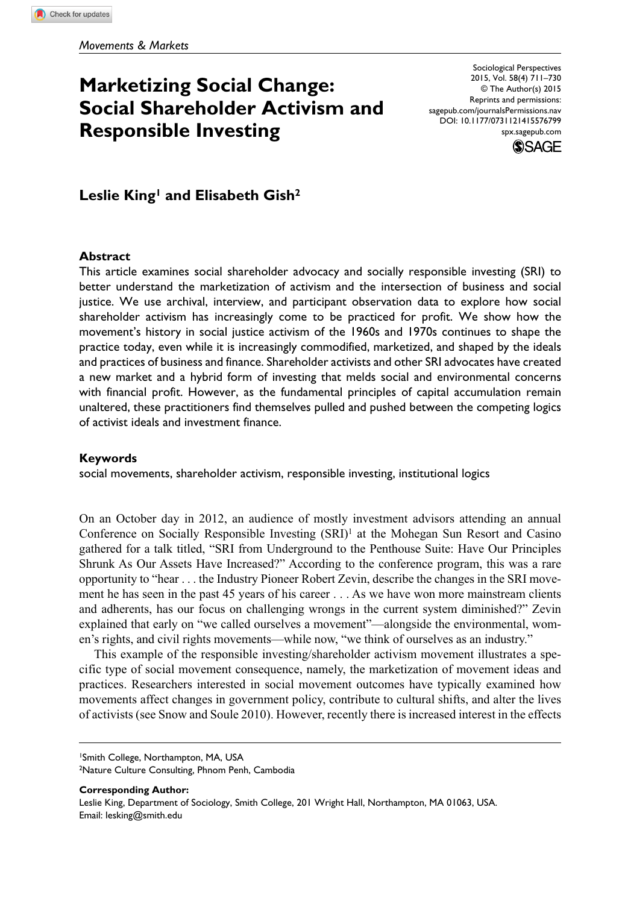*Movements & Markets*

# Marketizing Social Change: Social Shareholder Activism and Responsible Investing

**Leslie King[1] and Elisabeth Gish[2]**

### Abstract

This article examines social shareholder advocacy and socially responsible investing (SRI) to better understand the marketization of activism and the intersection of business and social justice. We use archival, interview, and participant observation data to explore how social shareholder activism has increasingly come to be practiced for profit. We show how the movement's history in social justice activism of the 1960s and 1970s continues to shape the practice today, even while it is increasingly commodified, marketized, and shaped by the ideals and practices of business and finance. Shareholder activists and other SRI advocates have created a new market and a hybrid form of investing that melds social and environmental concerns with financial profit. However, as the fundamental principles of capital accumulation remain unaltered, these practitioners find themselves pulled and pushed between the competing logics of activist ideals and investment finance.

### Keywords

social movements, shareholder activism, responsible investing, institutional logics

On an October day in 2012, an audience of mostly investment advisors attending an annual Conference on Socially Responsible Investing (SRI)[1] at the Mohegan Sun Resort and Casino gathered for a talk titled, "SRI from Underground to the Penthouse Suite: Have Our Principles Shrunk As Our Assets Have Increased?" According to the conference program, this was a rare opportunity to "hear . . . the Industry Pioneer Robert Zevin, describe the changes in the SRI movement he has seen in the past 45 years of his career . . . As we have won more mainstream clients and adherents, has our focus on challenging wrongs in the current system diminished?" Zevin explained that early on "we called ourselves a movement"—alongside the environmental, women's rights, and civil rights movements—while now, "we think of ourselves as an industry."

This example of the responsible investing/shareholder activism movement illustrates a specific type of social movement consequence, namely, the marketization of movement ideas and practices. Researchers interested in social movement outcomes have typically examined how movements affect changes in government policy, contribute to cultural shifts, and alter the lives of activists (see Snow and Soule 2010). However, recently there is increased interest in the effects

[1]Smith College, Northampton, MA, USA

[2]Nature Culture Consulting, Phnom Penh, Cambodia

**Corresponding Author:**

Leslie King, Department of Sociology, Smith College, 201 Wright Hall, Northampton, MA 01063, USA.
Email: lesking@smith.edu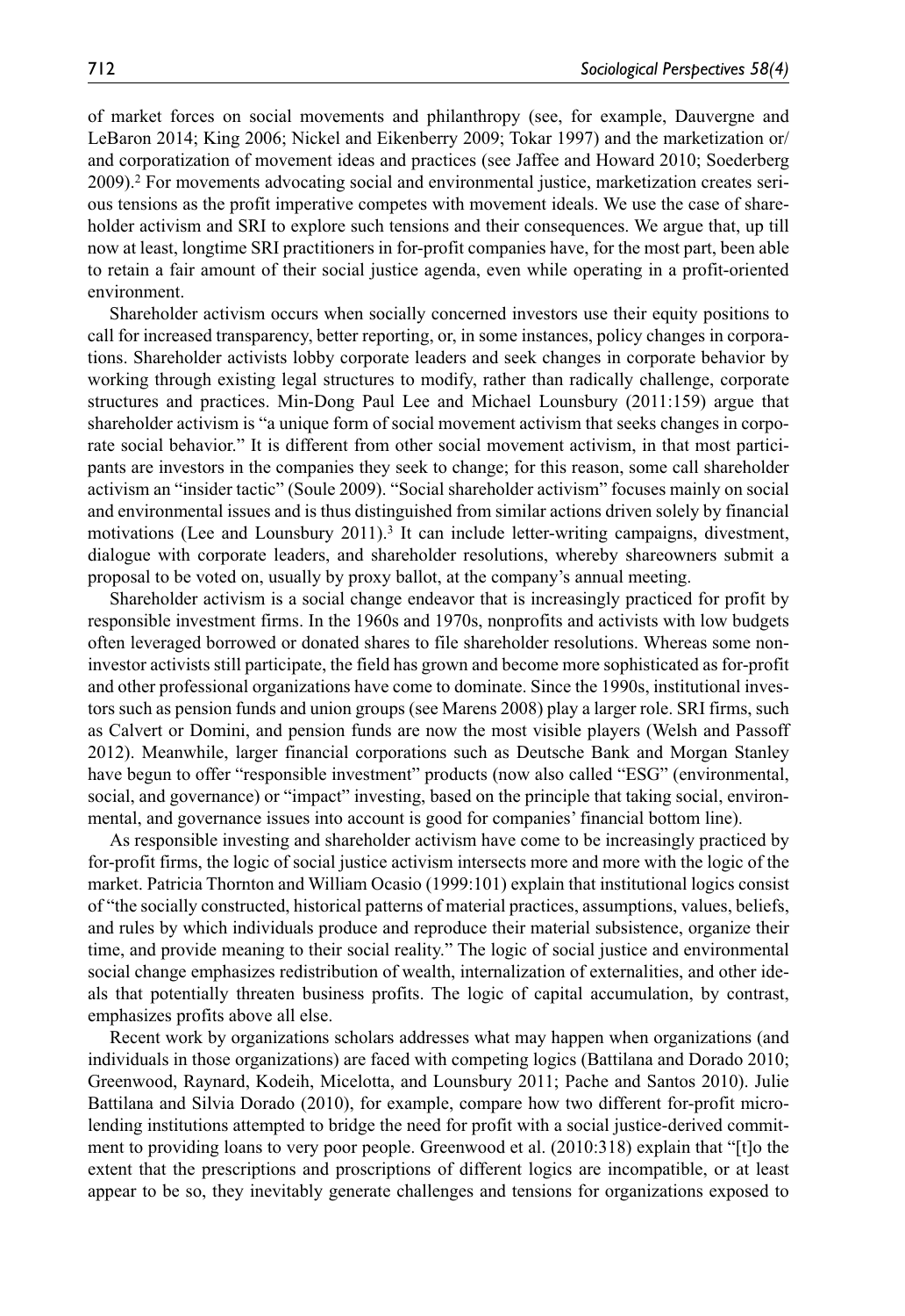of market forces on social movements and philanthropy (see, for example, Dauvergne and LeBaron 2014; King 2006; Nickel and Eikenberry 2009; Tokar 1997) and the marketization or/and corporatization of movement ideas and practices (see Jaffee and Howard 2010; Soederberg 2009).[2] For movements advocating social and environmental justice, marketization creates serious tensions as the profit imperative competes with movement ideals. We use the case of shareholder activism and SRI to explore such tensions and their consequences. We argue that, up till now at least, longtime SRI practitioners in for-profit companies have, for the most part, been able to retain a fair amount of their social justice agenda, even while operating in a profit-oriented environment.

Shareholder activism occurs when socially concerned investors use their equity positions to call for increased transparency, better reporting, or, in some instances, policy changes in corporations. Shareholder activists lobby corporate leaders and seek changes in corporate behavior by working through existing legal structures to modify, rather than radically challenge, corporate structures and practices. Min-Dong Paul Lee and Michael Lounsbury (2011:159) argue that shareholder activism is "a unique form of social movement activism that seeks changes in corporate social behavior." It is different from other social movement activism, in that most participants are investors in the companies they seek to change; for this reason, some call shareholder activism an "insider tactic" (Soule 2009). "Social shareholder activism" focuses mainly on social and environmental issues and is thus distinguished from similar actions driven solely by financial motivations (Lee and Lounsbury 2011).[3] It can include letter-writing campaigns, divestment, dialogue with corporate leaders, and shareholder resolutions, whereby shareowners submit a proposal to be voted on, usually by proxy ballot, at the company's annual meeting.

Shareholder activism is a social change endeavor that is increasingly practiced for profit by responsible investment firms. In the 1960s and 1970s, nonprofits and activists with low budgets often leveraged borrowed or donated shares to file shareholder resolutions. Whereas some non-investor activists still participate, the field has grown and become more sophisticated as for-profit and other professional organizations have come to dominate. Since the 1990s, institutional investors such as pension funds and union groups (see Marens 2008) play a larger role. SRI firms, such as Calvert or Domini, and pension funds are now the most visible players (Welsh and Passoff 2012). Meanwhile, larger financial corporations such as Deutsche Bank and Morgan Stanley have begun to offer "responsible investment" products (now also called "ESG" (environmental, social, and governance) or "impact" investing, based on the principle that taking social, environmental, and governance issues into account is good for companies' financial bottom line).

As responsible investing and shareholder activism have come to be increasingly practiced by for-profit firms, the logic of social justice activism intersects more and more with the logic of the market. Patricia Thornton and William Ocasio (1999:101) explain that institutional logics consist of "the socially constructed, historical patterns of material practices, assumptions, values, beliefs, and rules by which individuals produce and reproduce their material subsistence, organize their time, and provide meaning to their social reality." The logic of social justice and environmental social change emphasizes redistribution of wealth, internalization of externalities, and other ideals that potentially threaten business profits. The logic of capital accumulation, by contrast, emphasizes profits above all else.

Recent work by organizations scholars addresses what may happen when organizations (and individuals in those organizations) are faced with competing logics (Battilana and Dorado 2010; Greenwood, Raynard, Kodeih, Micelotta, and Lounsbury 2011; Pache and Santos 2010). Julie Battilana and Silvia Dorado (2010), for example, compare how two different for-profit microlending institutions attempted to bridge the need for profit with a social justice-derived commitment to providing loans to very poor people. Greenwood et al. (2010:318) explain that "[t]o the extent that the prescriptions and proscriptions of different logics are incompatible, or at least appear to be so, they inevitably generate challenges and tensions for organizations exposed to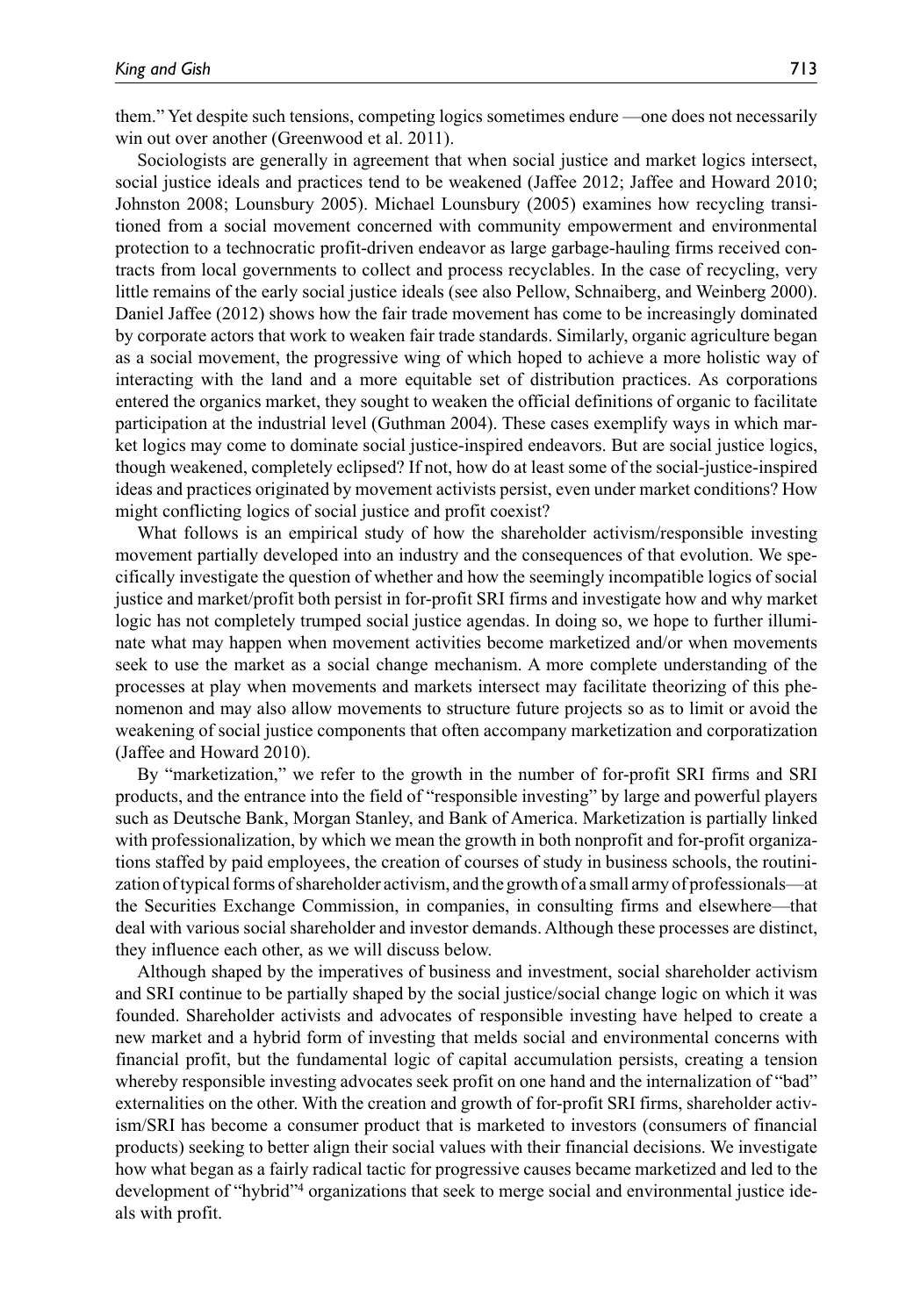them." Yet despite such tensions, competing logics sometimes endure —one does not necessarily win out over another (Greenwood et al. 2011).

Sociologists are generally in agreement that when social justice and market logics intersect, social justice ideals and practices tend to be weakened (Jaffee 2012; Jaffee and Howard 2010; Johnston 2008; Lounsbury 2005). Michael Lounsbury (2005) examines how recycling transitioned from a social movement concerned with community empowerment and environmental protection to a technocratic profit-driven endeavor as large garbage-hauling firms received contracts from local governments to collect and process recyclables. In the case of recycling, very little remains of the early social justice ideals (see also Pellow, Schnaiberg, and Weinberg 2000). Daniel Jaffee (2012) shows how the fair trade movement has come to be increasingly dominated by corporate actors that work to weaken fair trade standards. Similarly, organic agriculture began as a social movement, the progressive wing of which hoped to achieve a more holistic way of interacting with the land and a more equitable set of distribution practices. As corporations entered the organics market, they sought to weaken the official definitions of organic to facilitate participation at the industrial level (Guthman 2004). These cases exemplify ways in which market logics may come to dominate social justice-inspired endeavors. But are social justice logics, though weakened, completely eclipsed? If not, how do at least some of the social-justice-inspired ideas and practices originated by movement activists persist, even under market conditions? How might conflicting logics of social justice and profit coexist?

What follows is an empirical study of how the shareholder activism/responsible investing movement partially developed into an industry and the consequences of that evolution. We specifically investigate the question of whether and how the seemingly incompatible logics of social justice and market/profit both persist in for-profit SRI firms and investigate how and why market logic has not completely trumped social justice agendas. In doing so, we hope to further illuminate what may happen when movement activities become marketized and/or when movements seek to use the market as a social change mechanism. A more complete understanding of the processes at play when movements and markets intersect may facilitate theorizing of this phenomenon and may also allow movements to structure future projects so as to limit or avoid the weakening of social justice components that often accompany marketization and corporatization (Jaffee and Howard 2010).

By "marketization," we refer to the growth in the number of for-profit SRI firms and SRI products, and the entrance into the field of "responsible investing" by large and powerful players such as Deutsche Bank, Morgan Stanley, and Bank of America. Marketization is partially linked with professionalization, by which we mean the growth in both nonprofit and for-profit organizations staffed by paid employees, the creation of courses of study in business schools, the routinization of typical forms of shareholder activism, and the growth of a small army of professionals—at the Securities Exchange Commission, in companies, in consulting firms and elsewhere—that deal with various social shareholder and investor demands. Although these processes are distinct, they influence each other, as we will discuss below.

Although shaped by the imperatives of business and investment, social shareholder activism and SRI continue to be partially shaped by the social justice/social change logic on which it was founded. Shareholder activists and advocates of responsible investing have helped to create a new market and a hybrid form of investing that melds social and environmental concerns with financial profit, but the fundamental logic of capital accumulation persists, creating a tension whereby responsible investing advocates seek profit on one hand and the internalization of "bad" externalities on the other. With the creation and growth of for-profit SRI firms, shareholder activism/SRI has become a consumer product that is marketed to investors (consumers of financial products) seeking to better align their social values with their financial decisions. We investigate how what began as a fairly radical tactic for progressive causes became marketized and led to the development of "hybrid"[4] organizations that seek to merge social and environmental justice ideals with profit.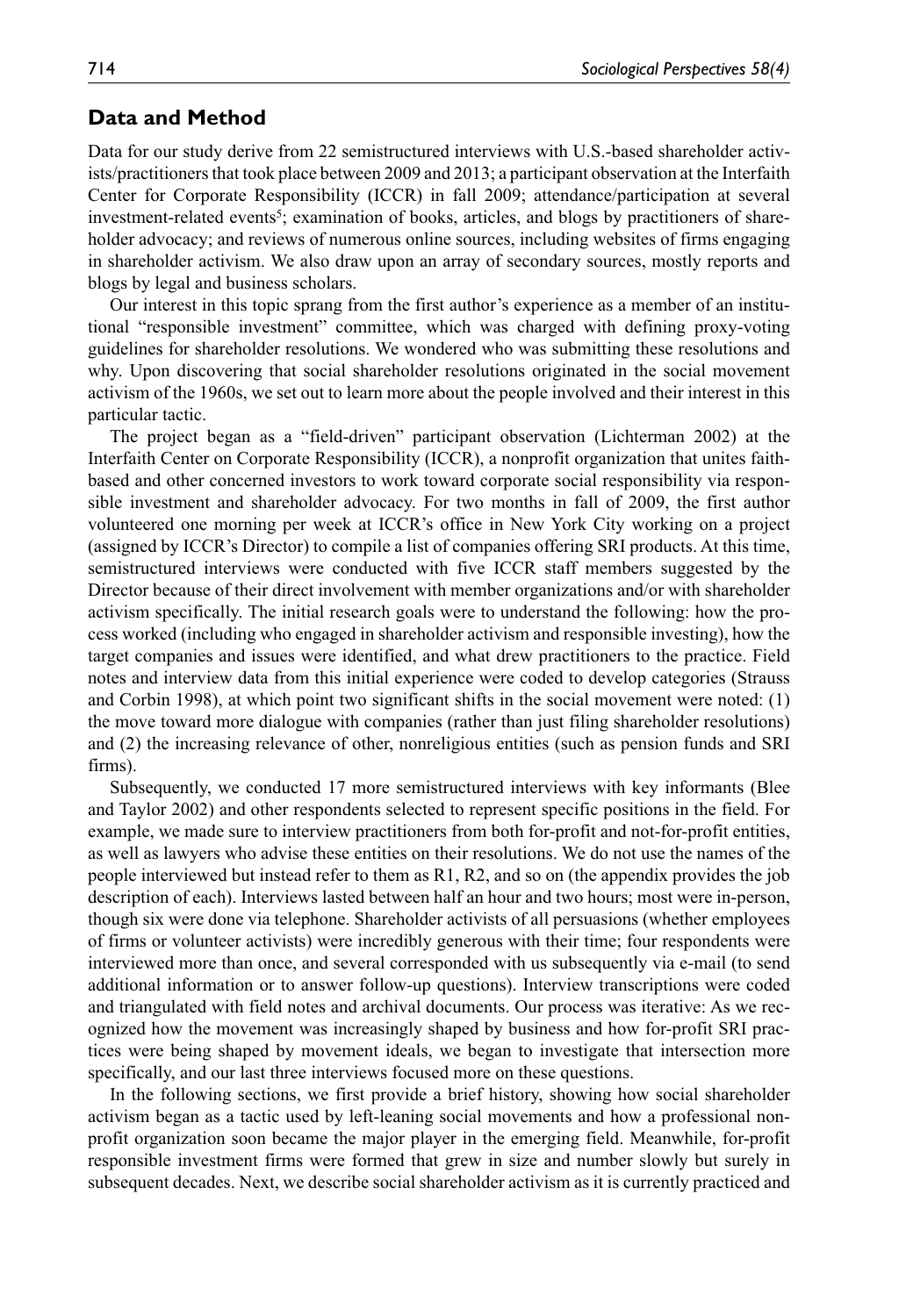## Data and Method

Data for our study derive from 22 semistructured interviews with U.S.-based shareholder activists/practitioners that took place between 2009 and 2013; a participant observation at the Interfaith Center for Corporate Responsibility (ICCR) in fall 2009; attendance/participation at several investment-related events[5]; examination of books, articles, and blogs by practitioners of shareholder advocacy; and reviews of numerous online sources, including websites of firms engaging in shareholder activism. We also draw upon an array of secondary sources, mostly reports and blogs by legal and business scholars.

Our interest in this topic sprang from the first author's experience as a member of an institutional "responsible investment" committee, which was charged with defining proxy-voting guidelines for shareholder resolutions. We wondered who was submitting these resolutions and why. Upon discovering that social shareholder resolutions originated in the social movement activism of the 1960s, we set out to learn more about the people involved and their interest in this particular tactic.

The project began as a "field-driven" participant observation (Lichterman 2002) at the Interfaith Center on Corporate Responsibility (ICCR), a nonprofit organization that unites faith-based and other concerned investors to work toward corporate social responsibility via responsible investment and shareholder advocacy. For two months in fall of 2009, the first author volunteered one morning per week at ICCR's office in New York City working on a project (assigned by ICCR's Director) to compile a list of companies offering SRI products. At this time, semistructured interviews were conducted with five ICCR staff members suggested by the Director because of their direct involvement with member organizations and/or with shareholder activism specifically. The initial research goals were to understand the following: how the process worked (including who engaged in shareholder activism and responsible investing), how the target companies and issues were identified, and what drew practitioners to the practice. Field notes and interview data from this initial experience were coded to develop categories (Strauss and Corbin 1998), at which point two significant shifts in the social movement were noted: (1) the move toward more dialogue with companies (rather than just filing shareholder resolutions) and (2) the increasing relevance of other, nonreligious entities (such as pension funds and SRI firms).

Subsequently, we conducted 17 more semistructured interviews with key informants (Blee and Taylor 2002) and other respondents selected to represent specific positions in the field. For example, we made sure to interview practitioners from both for-profit and not-for-profit entities, as well as lawyers who advise these entities on their resolutions. We do not use the names of the people interviewed but instead refer to them as R1, R2, and so on (the appendix provides the job description of each). Interviews lasted between half an hour and two hours; most were in-person, though six were done via telephone. Shareholder activists of all persuasions (whether employees of firms or volunteer activists) were incredibly generous with their time; four respondents were interviewed more than once, and several corresponded with us subsequently via e-mail (to send additional information or to answer follow-up questions). Interview transcriptions were coded and triangulated with field notes and archival documents. Our process was iterative: As we recognized how the movement was increasingly shaped by business and how for-profit SRI practices were being shaped by movement ideals, we began to investigate that intersection more specifically, and our last three interviews focused more on these questions.

In the following sections, we first provide a brief history, showing how social shareholder activism began as a tactic used by left-leaning social movements and how a professional nonprofit organization soon became the major player in the emerging field. Meanwhile, for-profit responsible investment firms were formed that grew in size and number slowly but surely in subsequent decades. Next, we describe social shareholder activism as it is currently practiced and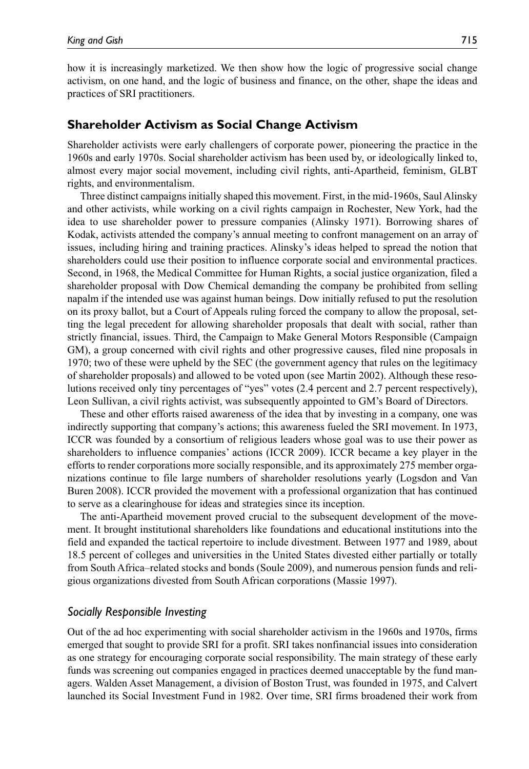how it is increasingly marketized. We then show how the logic of progressive social change activism, on one hand, and the logic of business and finance, on the other, shape the ideas and practices of SRI practitioners.

## Shareholder Activism as Social Change Activism

Shareholder activists were early challengers of corporate power, pioneering the practice in the 1960s and early 1970s. Social shareholder activism has been used by, or ideologically linked to, almost every major social movement, including civil rights, anti-Apartheid, feminism, GLBT rights, and environmentalism.

Three distinct campaigns initially shaped this movement. First, in the mid-1960s, Saul Alinsky and other activists, while working on a civil rights campaign in Rochester, New York, had the idea to use shareholder power to pressure companies (Alinsky 1971). Borrowing shares of Kodak, activists attended the company's annual meeting to confront management on an array of issues, including hiring and training practices. Alinsky's ideas helped to spread the notion that shareholders could use their position to influence corporate social and environmental practices. Second, in 1968, the Medical Committee for Human Rights, a social justice organization, filed a shareholder proposal with Dow Chemical demanding the company be prohibited from selling napalm if the intended use was against human beings. Dow initially refused to put the resolution on its proxy ballot, but a Court of Appeals ruling forced the company to allow the proposal, setting the legal precedent for allowing shareholder proposals that dealt with social, rather than strictly financial, issues. Third, the Campaign to Make General Motors Responsible (Campaign GM), a group concerned with civil rights and other progressive causes, filed nine proposals in 1970; two of these were upheld by the SEC (the government agency that rules on the legitimacy of shareholder proposals) and allowed to be voted upon (see Martin 2002). Although these resolutions received only tiny percentages of "yes" votes (2.4 percent and 2.7 percent respectively), Leon Sullivan, a civil rights activist, was subsequently appointed to GM's Board of Directors.

These and other efforts raised awareness of the idea that by investing in a company, one was indirectly supporting that company's actions; this awareness fueled the SRI movement. In 1973, ICCR was founded by a consortium of religious leaders whose goal was to use their power as shareholders to influence companies' actions (ICCR 2009). ICCR became a key player in the efforts to render corporations more socially responsible, and its approximately 275 member organizations continue to file large numbers of shareholder resolutions yearly (Logsdon and Van Buren 2008). ICCR provided the movement with a professional organization that has continued to serve as a clearinghouse for ideas and strategies since its inception.

The anti-Apartheid movement proved crucial to the subsequent development of the movement. It brought institutional shareholders like foundations and educational institutions into the field and expanded the tactical repertoire to include divestment. Between 1977 and 1989, about 18.5 percent of colleges and universities in the United States divested either partially or totally from South Africa–related stocks and bonds (Soule 2009), and numerous pension funds and religious organizations divested from South African corporations (Massie 1997).

### *Socially Responsible Investing*

Out of the ad hoc experimenting with social shareholder activism in the 1960s and 1970s, firms emerged that sought to provide SRI for a profit. SRI takes nonfinancial issues into consideration as one strategy for encouraging corporate social responsibility. The main strategy of these early funds was screening out companies engaged in practices deemed unacceptable by the fund managers. Walden Asset Management, a division of Boston Trust, was founded in 1975, and Calvert launched its Social Investment Fund in 1982. Over time, SRI firms broadened their work from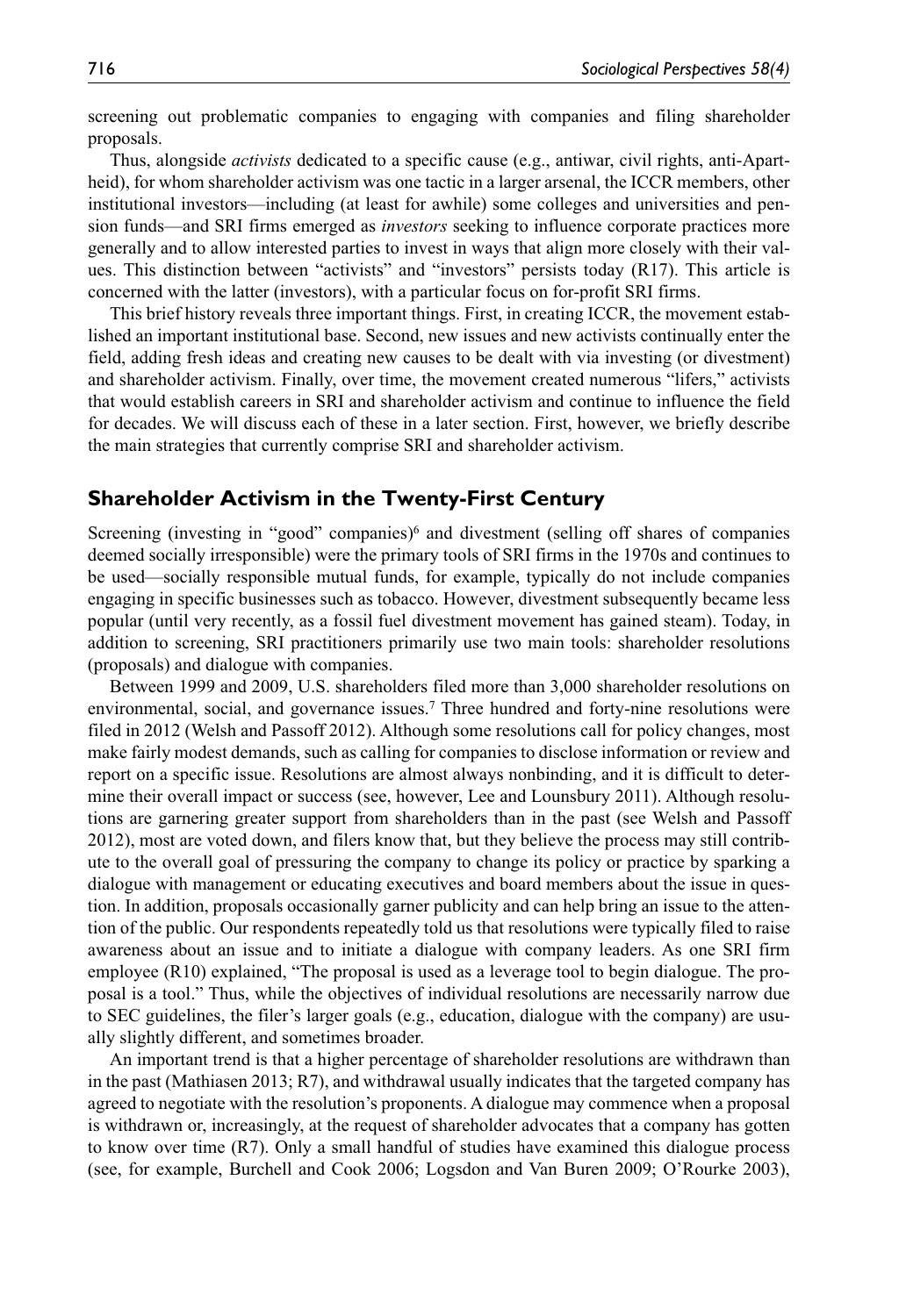screening out problematic companies to engaging with companies and filing shareholder proposals.

Thus, alongside *activists* dedicated to a specific cause (e.g., antiwar, civil rights, anti-Apartheid), for whom shareholder activism was one tactic in a larger arsenal, the ICCR members, other institutional investors—including (at least for awhile) some colleges and universities and pension funds—and SRI firms emerged as *investors* seeking to influence corporate practices more generally and to allow interested parties to invest in ways that align more closely with their values. This distinction between "activists" and "investors" persists today (R17). This article is concerned with the latter (investors), with a particular focus on for-profit SRI firms.

This brief history reveals three important things. First, in creating ICCR, the movement established an important institutional base. Second, new issues and new activists continually enter the field, adding fresh ideas and creating new causes to be dealt with via investing (or divestment) and shareholder activism. Finally, over time, the movement created numerous "lifers," activists that would establish careers in SRI and shareholder activism and continue to influence the field for decades. We will discuss each of these in a later section. First, however, we briefly describe the main strategies that currently comprise SRI and shareholder activism.

## Shareholder Activism in the Twenty-First Century

Screening (investing in "good" companies)[6] and divestment (selling off shares of companies deemed socially irresponsible) were the primary tools of SRI firms in the 1970s and continues to be used—socially responsible mutual funds, for example, typically do not include companies engaging in specific businesses such as tobacco. However, divestment subsequently became less popular (until very recently, as a fossil fuel divestment movement has gained steam). Today, in addition to screening, SRI practitioners primarily use two main tools: shareholder resolutions (proposals) and dialogue with companies.

Between 1999 and 2009, U.S. shareholders filed more than 3,000 shareholder resolutions on environmental, social, and governance issues.[7] Three hundred and forty-nine resolutions were filed in 2012 (Welsh and Passoff 2012). Although some resolutions call for policy changes, most make fairly modest demands, such as calling for companies to disclose information or review and report on a specific issue. Resolutions are almost always nonbinding, and it is difficult to determine their overall impact or success (see, however, Lee and Lounsbury 2011). Although resolutions are garnering greater support from shareholders than in the past (see Welsh and Passoff 2012), most are voted down, and filers know that, but they believe the process may still contribute to the overall goal of pressuring the company to change its policy or practice by sparking a dialogue with management or educating executives and board members about the issue in question. In addition, proposals occasionally garner publicity and can help bring an issue to the attention of the public. Our respondents repeatedly told us that resolutions were typically filed to raise awareness about an issue and to initiate a dialogue with company leaders. As one SRI firm employee (R10) explained, "The proposal is used as a leverage tool to begin dialogue. The proposal is a tool." Thus, while the objectives of individual resolutions are necessarily narrow due to SEC guidelines, the filer's larger goals (e.g., education, dialogue with the company) are usually slightly different, and sometimes broader.

An important trend is that a higher percentage of shareholder resolutions are withdrawn than in the past (Mathiasen 2013; R7), and withdrawal usually indicates that the targeted company has agreed to negotiate with the resolution's proponents. A dialogue may commence when a proposal is withdrawn or, increasingly, at the request of shareholder advocates that a company has gotten to know over time (R7). Only a small handful of studies have examined this dialogue process (see, for example, Burchell and Cook 2006; Logsdon and Van Buren 2009; O'Rourke 2003),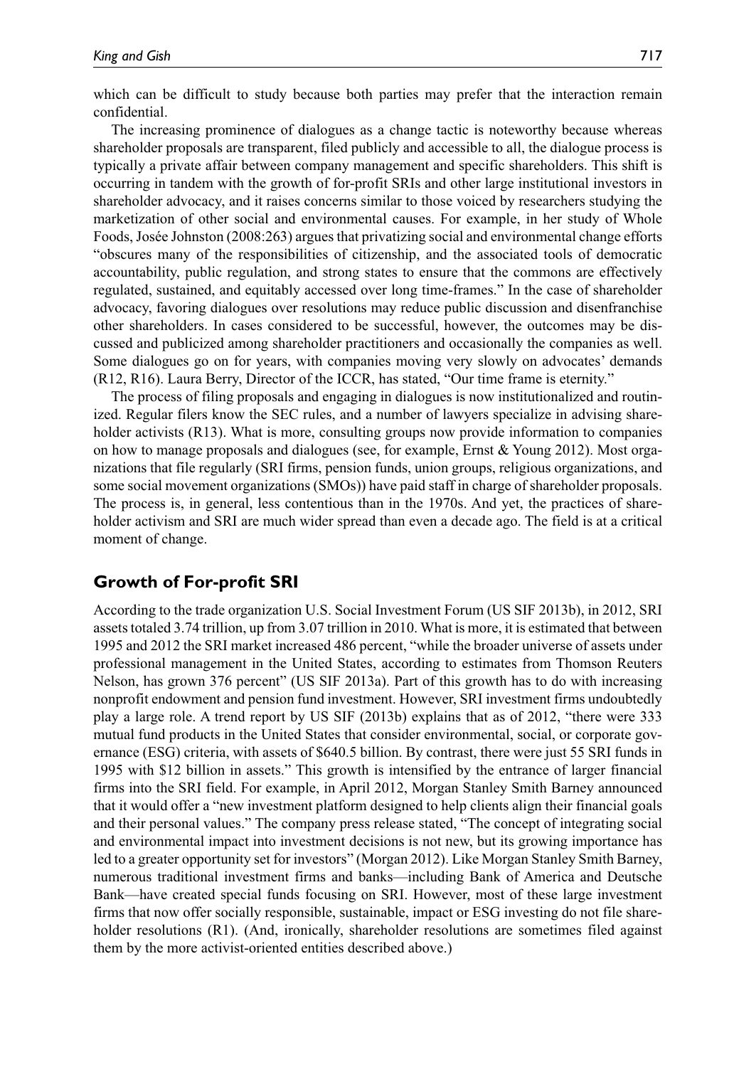which can be difficult to study because both parties may prefer that the interaction remain confidential.

The increasing prominence of dialogues as a change tactic is noteworthy because whereas shareholder proposals are transparent, filed publicly and accessible to all, the dialogue process is typically a private affair between company management and specific shareholders. This shift is occurring in tandem with the growth of for-profit SRIs and other large institutional investors in shareholder advocacy, and it raises concerns similar to those voiced by researchers studying the marketization of other social and environmental causes. For example, in her study of Whole Foods, Josée Johnston (2008:263) argues that privatizing social and environmental change efforts "obscures many of the responsibilities of citizenship, and the associated tools of democratic accountability, public regulation, and strong states to ensure that the commons are effectively regulated, sustained, and equitably accessed over long time-frames." In the case of shareholder advocacy, favoring dialogues over resolutions may reduce public discussion and disenfranchise other shareholders. In cases considered to be successful, however, the outcomes may be discussed and publicized among shareholder practitioners and occasionally the companies as well. Some dialogues go on for years, with companies moving very slowly on advocates' demands (R12, R16). Laura Berry, Director of the ICCR, has stated, "Our time frame is eternity."

The process of filing proposals and engaging in dialogues is now institutionalized and routinized. Regular filers know the SEC rules, and a number of lawyers specialize in advising shareholder activists (R13). What is more, consulting groups now provide information to companies on how to manage proposals and dialogues (see, for example, Ernst & Young 2012). Most organizations that file regularly (SRI firms, pension funds, union groups, religious organizations, and some social movement organizations (SMOs)) have paid staff in charge of shareholder proposals. The process is, in general, less contentious than in the 1970s. And yet, the practices of shareholder activism and SRI are much wider spread than even a decade ago. The field is at a critical moment of change.

## Growth of For-profit SRI

According to the trade organization U.S. Social Investment Forum (US SIF 2013b), in 2012, SRI assets totaled 3.74 trillion, up from 3.07 trillion in 2010. What is more, it is estimated that between 1995 and 2012 the SRI market increased 486 percent, "while the broader universe of assets under professional management in the United States, according to estimates from Thomson Reuters Nelson, has grown 376 percent" (US SIF 2013a). Part of this growth has to do with increasing nonprofit endowment and pension fund investment. However, SRI investment firms undoubtedly play a large role. A trend report by US SIF (2013b) explains that as of 2012, "there were 333 mutual fund products in the United States that consider environmental, social, or corporate governance (ESG) criteria, with assets of $640.5 billion. By contrast, there were just 55 SRI funds in 1995 with $12 billion in assets." This growth is intensified by the entrance of larger financial firms into the SRI field. For example, in April 2012, Morgan Stanley Smith Barney announced that it would offer a "new investment platform designed to help clients align their financial goals and their personal values." The company press release stated, "The concept of integrating social and environmental impact into investment decisions is not new, but its growing importance has led to a greater opportunity set for investors" (Morgan 2012). Like Morgan Stanley Smith Barney, numerous traditional investment firms and banks—including Bank of America and Deutsche Bank—have created special funds focusing on SRI. However, most of these large investment firms that now offer socially responsible, sustainable, impact or ESG investing do not file shareholder resolutions (R1). (And, ironically, shareholder resolutions are sometimes filed against them by the more activist-oriented entities described above.)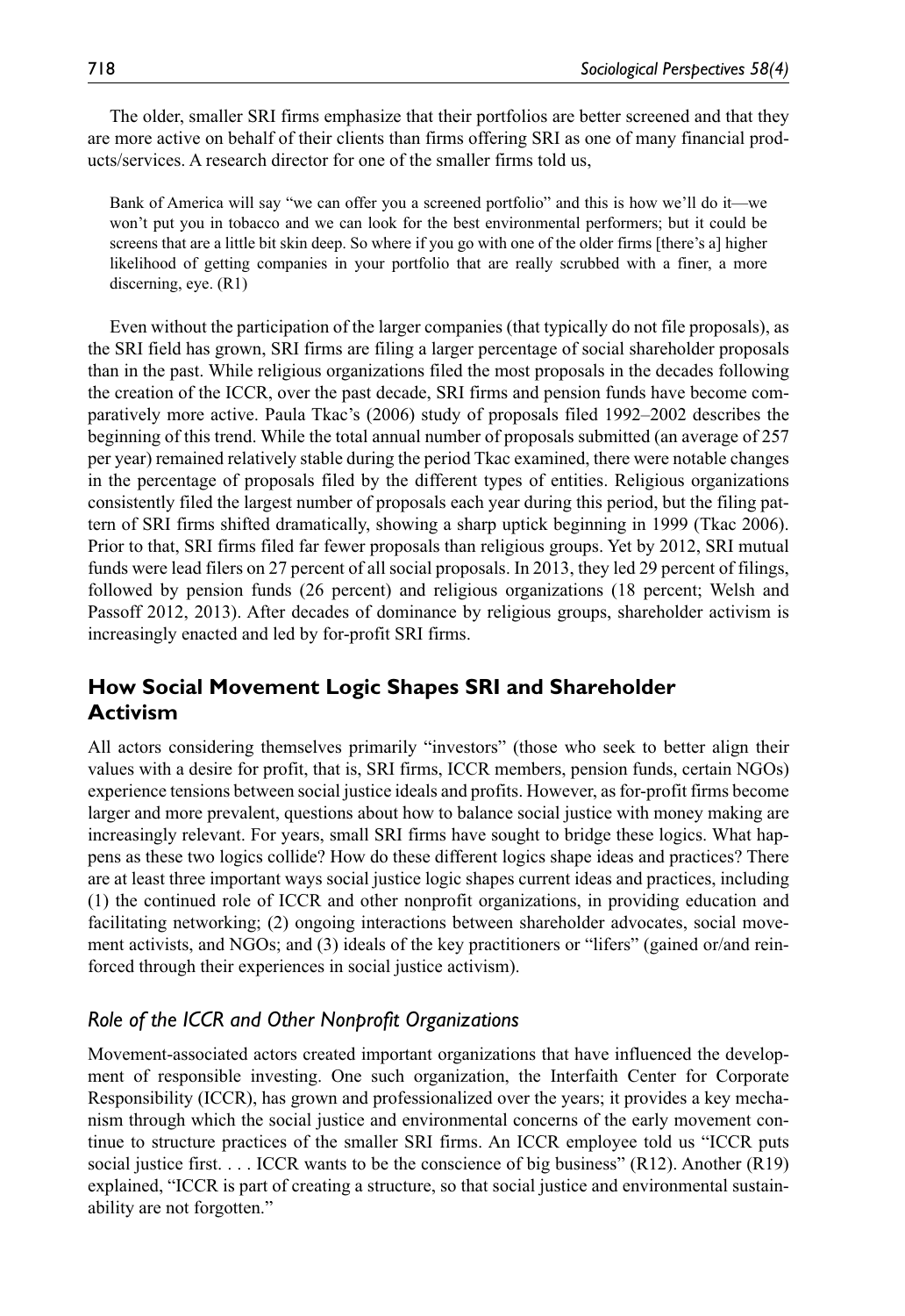The older, smaller SRI firms emphasize that their portfolios are better screened and that they are more active on behalf of their clients than firms offering SRI as one of many financial products/services. A research director for one of the smaller firms told us,

> Bank of America will say "we can offer you a screened portfolio" and this is how we'll do it—we won't put you in tobacco and we can look for the best environmental performers; but it could be screens that are a little bit skin deep. So where if you go with one of the older firms [there's a] higher likelihood of getting companies in your portfolio that are really scrubbed with a finer, a more discerning, eye. (R1)

Even without the participation of the larger companies (that typically do not file proposals), as the SRI field has grown, SRI firms are filing a larger percentage of social shareholder proposals than in the past. While religious organizations filed the most proposals in the decades following the creation of the ICCR, over the past decade, SRI firms and pension funds have become comparatively more active. Paula Tkac's (2006) study of proposals filed 1992–2002 describes the beginning of this trend. While the total annual number of proposals submitted (an average of 257 per year) remained relatively stable during the period Tkac examined, there were notable changes in the percentage of proposals filed by the different types of entities. Religious organizations consistently filed the largest number of proposals each year during this period, but the filing pattern of SRI firms shifted dramatically, showing a sharp uptick beginning in 1999 (Tkac 2006). Prior to that, SRI firms filed far fewer proposals than religious groups. Yet by 2012, SRI mutual funds were lead filers on 27 percent of all social proposals. In 2013, they led 29 percent of filings, followed by pension funds (26 percent) and religious organizations (18 percent; Welsh and Passoff 2012, 2013). After decades of dominance by religious groups, shareholder activism is increasingly enacted and led by for-profit SRI firms.

## How Social Movement Logic Shapes SRI and Shareholder Activism

All actors considering themselves primarily "investors" (those who seek to better align their values with a desire for profit, that is, SRI firms, ICCR members, pension funds, certain NGOs) experience tensions between social justice ideals and profits. However, as for-profit firms become larger and more prevalent, questions about how to balance social justice with money making are increasingly relevant. For years, small SRI firms have sought to bridge these logics. What happens as these two logics collide? How do these different logics shape ideas and practices? There are at least three important ways social justice logic shapes current ideas and practices, including (1) the continued role of ICCR and other nonprofit organizations, in providing education and facilitating networking; (2) ongoing interactions between shareholder advocates, social movement activists, and NGOs; and (3) ideals of the key practitioners or "lifers" (gained or/and reinforced through their experiences in social justice activism).

### *Role of the ICCR and Other Nonprofit Organizations*

Movement-associated actors created important organizations that have influenced the development of responsible investing. One such organization, the Interfaith Center for Corporate Responsibility (ICCR), has grown and professionalized over the years; it provides a key mechanism through which the social justice and environmental concerns of the early movement continue to structure practices of the smaller SRI firms. An ICCR employee told us "ICCR puts social justice first. . . . ICCR wants to be the conscience of big business" (R12). Another (R19) explained, "ICCR is part of creating a structure, so that social justice and environmental sustainability are not forgotten."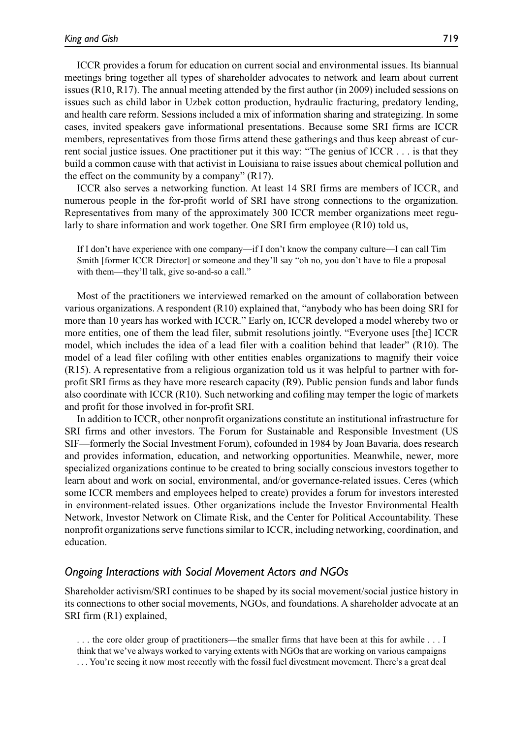ICCR provides a forum for education on current social and environmental issues. Its biannual meetings bring together all types of shareholder advocates to network and learn about current issues (R10, R17). The annual meeting attended by the first author (in 2009) included sessions on issues such as child labor in Uzbek cotton production, hydraulic fracturing, predatory lending, and health care reform. Sessions included a mix of information sharing and strategizing. In some cases, invited speakers gave informational presentations. Because some SRI firms are ICCR members, representatives from those firms attend these gatherings and thus keep abreast of current social justice issues. One practitioner put it this way: "The genius of ICCR . . . is that they build a common cause with that activist in Louisiana to raise issues about chemical pollution and the effect on the community by a company" (R17).

ICCR also serves a networking function. At least 14 SRI firms are members of ICCR, and numerous people in the for-profit world of SRI have strong connections to the organization. Representatives from many of the approximately 300 ICCR member organizations meet regularly to share information and work together. One SRI firm employee (R10) told us,

> If I don't have experience with one company—if I don't know the company culture—I can call Tim Smith [former ICCR Director] or someone and they'll say "oh no, you don't have to file a proposal with them—they'll talk, give so-and-so a call."

Most of the practitioners we interviewed remarked on the amount of collaboration between various organizations. A respondent (R10) explained that, "anybody who has been doing SRI for more than 10 years has worked with ICCR." Early on, ICCR developed a model whereby two or more entities, one of them the lead filer, submit resolutions jointly. "Everyone uses [the] ICCR model, which includes the idea of a lead filer with a coalition behind that leader" (R10). The model of a lead filer cofiling with other entities enables organizations to magnify their voice (R15). A representative from a religious organization told us it was helpful to partner with for-profit SRI firms as they have more research capacity (R9). Public pension funds and labor funds also coordinate with ICCR (R10). Such networking and cofiling may temper the logic of markets and profit for those involved in for-profit SRI.

In addition to ICCR, other nonprofit organizations constitute an institutional infrastructure for SRI firms and other investors. The Forum for Sustainable and Responsible Investment (US SIF—formerly the Social Investment Forum), cofounded in 1984 by Joan Bavaria, does research and provides information, education, and networking opportunities. Meanwhile, newer, more specialized organizations continue to be created to bring socially conscious investors together to learn about and work on social, environmental, and/or governance-related issues. Ceres (which some ICCR members and employees helped to create) provides a forum for investors interested in environment-related issues. Other organizations include the Investor Environmental Health Network, Investor Network on Climate Risk, and the Center for Political Accountability. These nonprofit organizations serve functions similar to ICCR, including networking, coordination, and education.

### *Ongoing Interactions with Social Movement Actors and NGOs*

Shareholder activism/SRI continues to be shaped by its social movement/social justice history in its connections to other social movements, NGOs, and foundations. A shareholder advocate at an SRI firm (R1) explained,

> . . . the core older group of practitioners—the smaller firms that have been at this for awhile . . . I think that we've always worked to varying extents with NGOs that are working on various campaigns . . . You're seeing it now most recently with the fossil fuel divestment movement. There's a great deal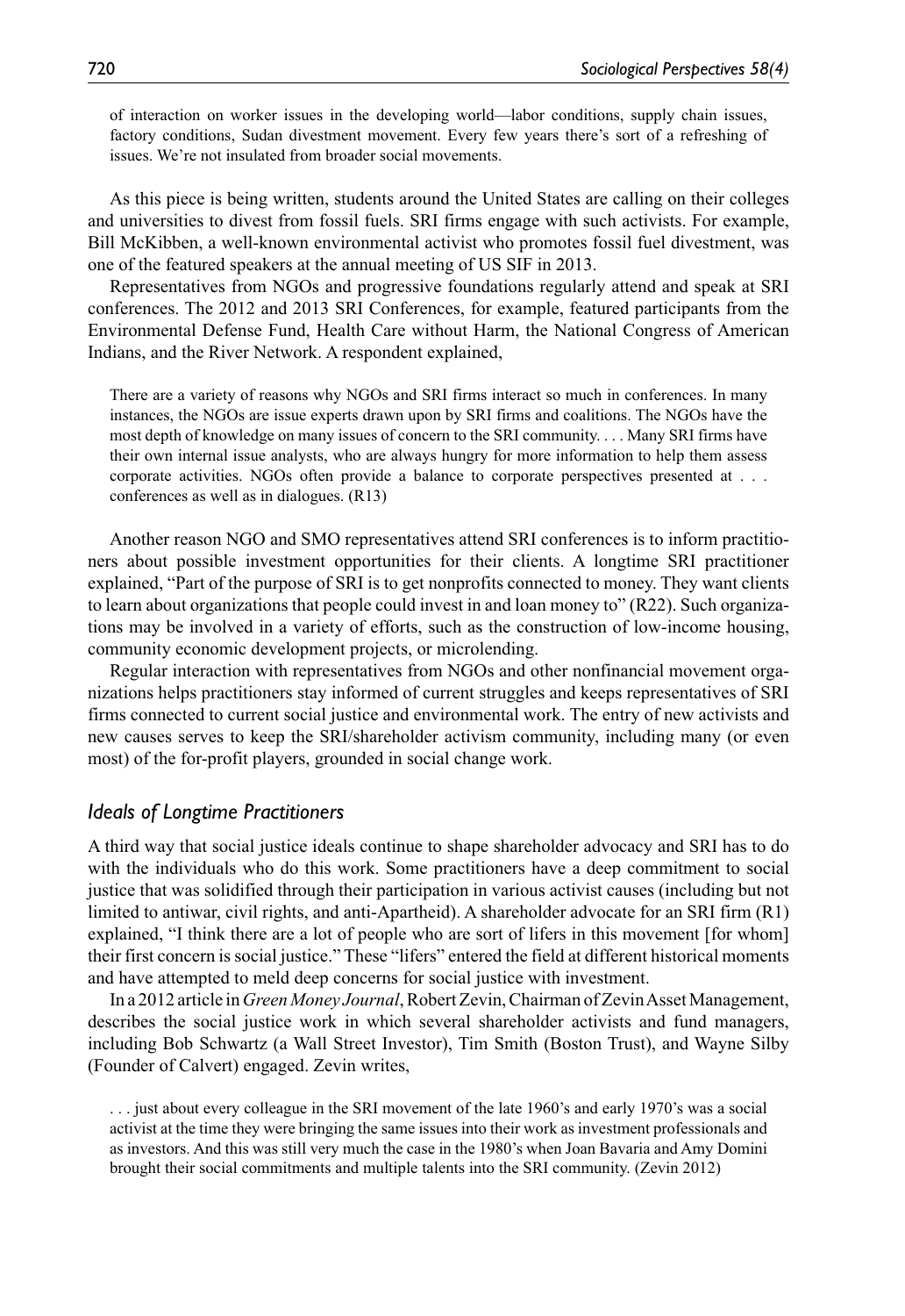of interaction on worker issues in the developing world—labor conditions, supply chain issues, factory conditions, Sudan divestment movement. Every few years there's sort of a refreshing of issues. We're not insulated from broader social movements.

As this piece is being written, students around the United States are calling on their colleges and universities to divest from fossil fuels. SRI firms engage with such activists. For example, Bill McKibben, a well-known environmental activist who promotes fossil fuel divestment, was one of the featured speakers at the annual meeting of US SIF in 2013.

Representatives from NGOs and progressive foundations regularly attend and speak at SRI conferences. The 2012 and 2013 SRI Conferences, for example, featured participants from the Environmental Defense Fund, Health Care without Harm, the National Congress of American Indians, and the River Network. A respondent explained,

> There are a variety of reasons why NGOs and SRI firms interact so much in conferences. In many instances, the NGOs are issue experts drawn upon by SRI firms and coalitions. The NGOs have the most depth of knowledge on many issues of concern to the SRI community. . . . Many SRI firms have their own internal issue analysts, who are always hungry for more information to help them assess corporate activities. NGOs often provide a balance to corporate perspectives presented at . . . conferences as well as in dialogues. (R13)

Another reason NGO and SMO representatives attend SRI conferences is to inform practitioners about possible investment opportunities for their clients. A longtime SRI practitioner explained, "Part of the purpose of SRI is to get nonprofits connected to money. They want clients to learn about organizations that people could invest in and loan money to" (R22). Such organizations may be involved in a variety of efforts, such as the construction of low-income housing, community economic development projects, or microlending.

Regular interaction with representatives from NGOs and other nonfinancial movement organizations helps practitioners stay informed of current struggles and keeps representatives of SRI firms connected to current social justice and environmental work. The entry of new activists and new causes serves to keep the SRI/shareholder activism community, including many (or even most) of the for-profit players, grounded in social change work.

### *Ideals of Longtime Practitioners*

A third way that social justice ideals continue to shape shareholder advocacy and SRI has to do with the individuals who do this work. Some practitioners have a deep commitment to social justice that was solidified through their participation in various activist causes (including but not limited to antiwar, civil rights, and anti-Apartheid). A shareholder advocate for an SRI firm (R1) explained, "I think there are a lot of people who are sort of lifers in this movement [for whom] their first concern is social justice." These "lifers" entered the field at different historical moments and have attempted to meld deep concerns for social justice with investment.

In a 2012 article in *Green Money Journal*, Robert Zevin, Chairman of Zevin Asset Management, describes the social justice work in which several shareholder activists and fund managers, including Bob Schwartz (a Wall Street Investor), Tim Smith (Boston Trust), and Wayne Silby (Founder of Calvert) engaged. Zevin writes,

> . . . just about every colleague in the SRI movement of the late 1960's and early 1970's was a social activist at the time they were bringing the same issues into their work as investment professionals and as investors. And this was still very much the case in the 1980's when Joan Bavaria and Amy Domini brought their social commitments and multiple talents into the SRI community. (Zevin 2012)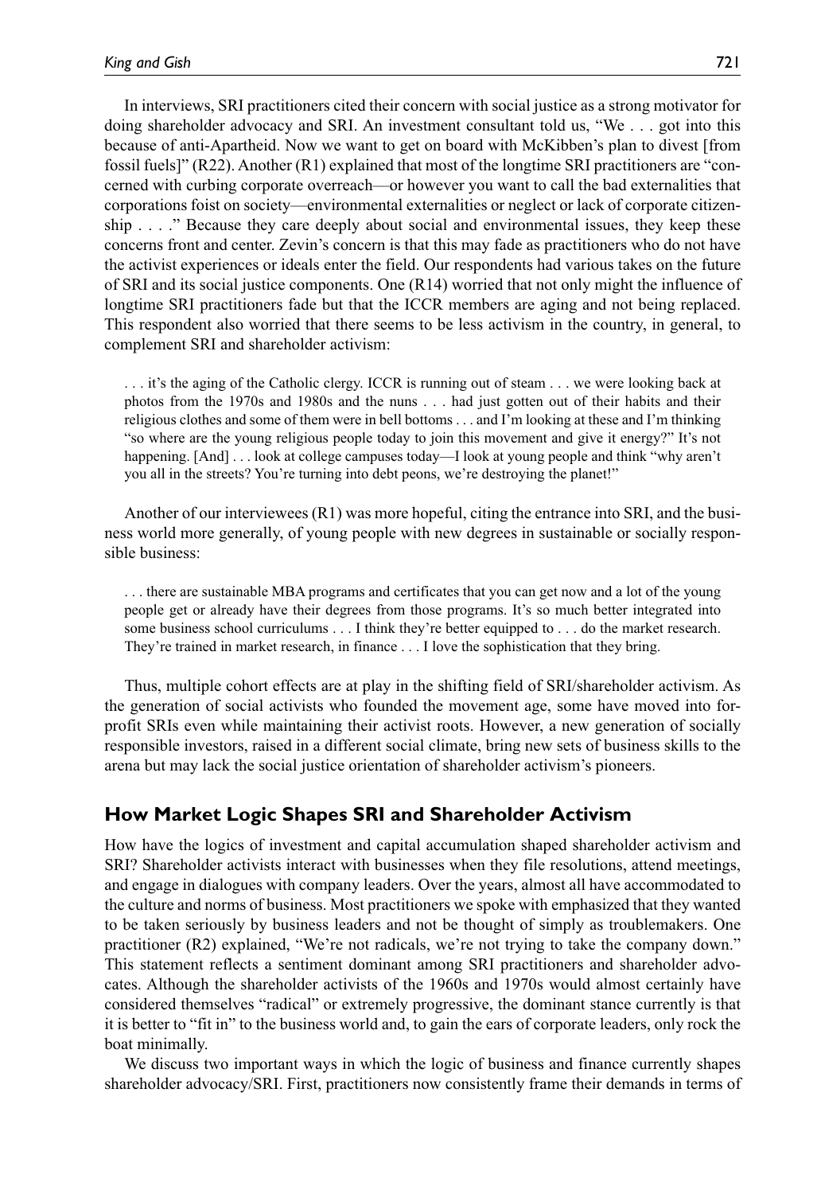In interviews, SRI practitioners cited their concern with social justice as a strong motivator for doing shareholder advocacy and SRI. An investment consultant told us, "We . . . got into this because of anti-Apartheid. Now we want to get on board with McKibben's plan to divest [from fossil fuels]" (R22). Another (R1) explained that most of the longtime SRI practitioners are "concerned with curbing corporate overreach—or however you want to call the bad externalities that corporations foist on society—environmental externalities or neglect or lack of corporate citizenship . . . ." Because they care deeply about social and environmental issues, they keep these concerns front and center. Zevin's concern is that this may fade as practitioners who do not have the activist experiences or ideals enter the field. Our respondents had various takes on the future of SRI and its social justice components. One (R14) worried that not only might the influence of longtime SRI practitioners fade but that the ICCR members are aging and not being replaced. This respondent also worried that there seems to be less activism in the country, in general, to complement SRI and shareholder activism:

> . . . it's the aging of the Catholic clergy. ICCR is running out of steam . . . we were looking back at photos from the 1970s and 1980s and the nuns . . . had just gotten out of their habits and their religious clothes and some of them were in bell bottoms . . . and I'm looking at these and I'm thinking "so where are the young religious people today to join this movement and give it energy?" It's not happening. [And] . . . look at college campuses today—I look at young people and think "why aren't you all in the streets? You're turning into debt peons, we're destroying the planet!"

Another of our interviewees (R1) was more hopeful, citing the entrance into SRI, and the business world more generally, of young people with new degrees in sustainable or socially responsible business:

> . . . there are sustainable MBA programs and certificates that you can get now and a lot of the young people get or already have their degrees from those programs. It's so much better integrated into some business school curriculums . . . I think they're better equipped to . . . do the market research. They're trained in market research, in finance . . . I love the sophistication that they bring.

Thus, multiple cohort effects are at play in the shifting field of SRI/shareholder activism. As the generation of social activists who founded the movement age, some have moved into for-profit SRIs even while maintaining their activist roots. However, a new generation of socially responsible investors, raised in a different social climate, bring new sets of business skills to the arena but may lack the social justice orientation of shareholder activism's pioneers.

## How Market Logic Shapes SRI and Shareholder Activism

How have the logics of investment and capital accumulation shaped shareholder activism and SRI? Shareholder activists interact with businesses when they file resolutions, attend meetings, and engage in dialogues with company leaders. Over the years, almost all have accommodated to the culture and norms of business. Most practitioners we spoke with emphasized that they wanted to be taken seriously by business leaders and not be thought of simply as troublemakers. One practitioner (R2) explained, "We're not radicals, we're not trying to take the company down." This statement reflects a sentiment dominant among SRI practitioners and shareholder advocates. Although the shareholder activists of the 1960s and 1970s would almost certainly have considered themselves "radical" or extremely progressive, the dominant stance currently is that it is better to "fit in" to the business world and, to gain the ears of corporate leaders, only rock the boat minimally.

We discuss two important ways in which the logic of business and finance currently shapes shareholder advocacy/SRI. First, practitioners now consistently frame their demands in terms of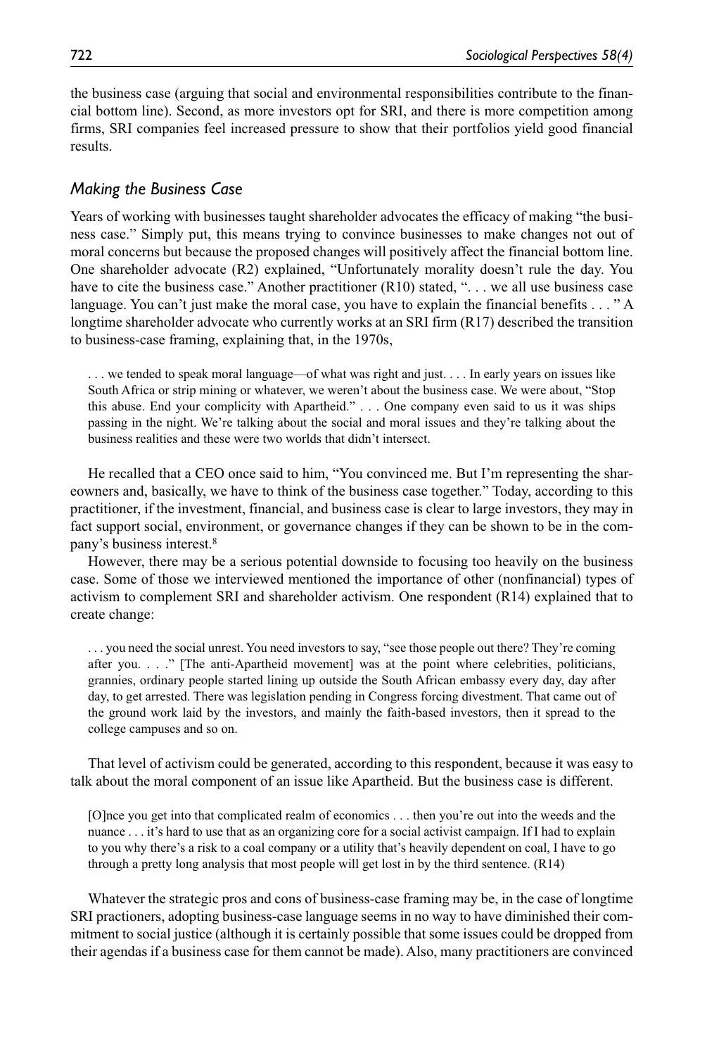the business case (arguing that social and environmental responsibilities contribute to the financial bottom line). Second, as more investors opt for SRI, and there is more competition among firms, SRI companies feel increased pressure to show that their portfolios yield good financial results.

### *Making the Business Case*

Years of working with businesses taught shareholder advocates the efficacy of making "the business case." Simply put, this means trying to convince businesses to make changes not out of moral concerns but because the proposed changes will positively affect the financial bottom line. One shareholder advocate (R2) explained, "Unfortunately morality doesn't rule the day. You have to cite the business case." Another practitioner (R10) stated, ". . . we all use business case language. You can't just make the moral case, you have to explain the financial benefits . . . " A longtime shareholder advocate who currently works at an SRI firm (R17) described the transition to business-case framing, explaining that, in the 1970s,

> . . . we tended to speak moral language—of what was right and just. . . . In early years on issues like South Africa or strip mining or whatever, we weren't about the business case. We were about, "Stop this abuse. End your complicity with Apartheid." . . . One company even said to us it was ships passing in the night. We're talking about the social and moral issues and they're talking about the business realities and these were two worlds that didn't intersect.

He recalled that a CEO once said to him, "You convinced me. But I'm representing the shareowners and, basically, we have to think of the business case together." Today, according to this practitioner, if the investment, financial, and business case is clear to large investors, they may in fact support social, environment, or governance changes if they can be shown to be in the company's business interest.[8]

However, there may be a serious potential downside to focusing too heavily on the business case. Some of those we interviewed mentioned the importance of other (nonfinancial) types of activism to complement SRI and shareholder activism. One respondent (R14) explained that to create change:

> . . . you need the social unrest. You need investors to say, "see those people out there? They're coming after you. . . ." [The anti-Apartheid movement] was at the point where celebrities, politicians, grannies, ordinary people started lining up outside the South African embassy every day, day after day, to get arrested. There was legislation pending in Congress forcing divestment. That came out of the ground work laid by the investors, and mainly the faith-based investors, then it spread to the college campuses and so on.

That level of activism could be generated, according to this respondent, because it was easy to talk about the moral component of an issue like Apartheid. But the business case is different.

> [O]nce you get into that complicated realm of economics . . . then you're out into the weeds and the nuance . . . it's hard to use that as an organizing core for a social activist campaign. If I had to explain to you why there's a risk to a coal company or a utility that's heavily dependent on coal, I have to go through a pretty long analysis that most people will get lost in by the third sentence. (R14)

Whatever the strategic pros and cons of business-case framing may be, in the case of longtime SRI practioners, adopting business-case language seems in no way to have diminished their commitment to social justice (although it is certainly possible that some issues could be dropped from their agendas if a business case for them cannot be made). Also, many practitioners are convinced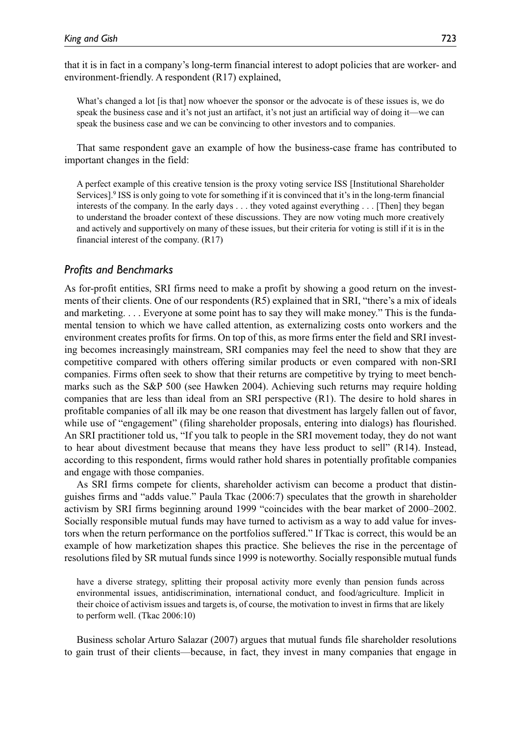that it is in fact in a company's long-term financial interest to adopt policies that are worker- and environment-friendly. A respondent (R17) explained,

> What's changed a lot [is that] now whoever the sponsor or the advocate is of these issues is, we do speak the business case and it's not just an artifact, it's not just an artificial way of doing it—we can speak the business case and we can be convincing to other investors and to companies.

That same respondent gave an example of how the business-case frame has contributed to important changes in the field:

> A perfect example of this creative tension is the proxy voting service ISS [Institutional Shareholder Services].[9] ISS is only going to vote for something if it is convinced that it's in the long-term financial interests of the company. In the early days . . . they voted against everything . . . [Then] they began to understand the broader context of these discussions. They are now voting much more creatively and actively and supportively on many of these issues, but their criteria for voting is still if it is in the financial interest of the company. (R17)

### *Profits and Benchmarks*

As for-profit entities, SRI firms need to make a profit by showing a good return on the investments of their clients. One of our respondents (R5) explained that in SRI, "there's a mix of ideals and marketing. . . . Everyone at some point has to say they will make money." This is the fundamental tension to which we have called attention, as externalizing costs onto workers and the environment creates profits for firms. On top of this, as more firms enter the field and SRI investing becomes increasingly mainstream, SRI companies may feel the need to show that they are competitive compared with others offering similar products or even compared with non-SRI companies. Firms often seek to show that their returns are competitive by trying to meet benchmarks such as the S&P 500 (see Hawken 2004). Achieving such returns may require holding companies that are less than ideal from an SRI perspective (R1). The desire to hold shares in profitable companies of all ilk may be one reason that divestment has largely fallen out of favor, while use of "engagement" (filing shareholder proposals, entering into dialogs) has flourished. An SRI practitioner told us, "If you talk to people in the SRI movement today, they do not want to hear about divestment because that means they have less product to sell" (R14). Instead, according to this respondent, firms would rather hold shares in potentially profitable companies and engage with those companies.

As SRI firms compete for clients, shareholder activism can become a product that distinguishes firms and "adds value." Paula Tkac (2006:7) speculates that the growth in shareholder activism by SRI firms beginning around 1999 "coincides with the bear market of 2000–2002. Socially responsible mutual funds may have turned to activism as a way to add value for investors when the return performance on the portfolios suffered." If Tkac is correct, this would be an example of how marketization shapes this practice. She believes the rise in the percentage of resolutions filed by SR mutual funds since 1999 is noteworthy. Socially responsible mutual funds

> have a diverse strategy, splitting their proposal activity more evenly than pension funds across environmental issues, antidiscrimination, international conduct, and food/agriculture. Implicit in their choice of activism issues and targets is, of course, the motivation to invest in firms that are likely to perform well. (Tkac 2006:10)

Business scholar Arturo Salazar (2007) argues that mutual funds file shareholder resolutions to gain trust of their clients—because, in fact, they invest in many companies that engage in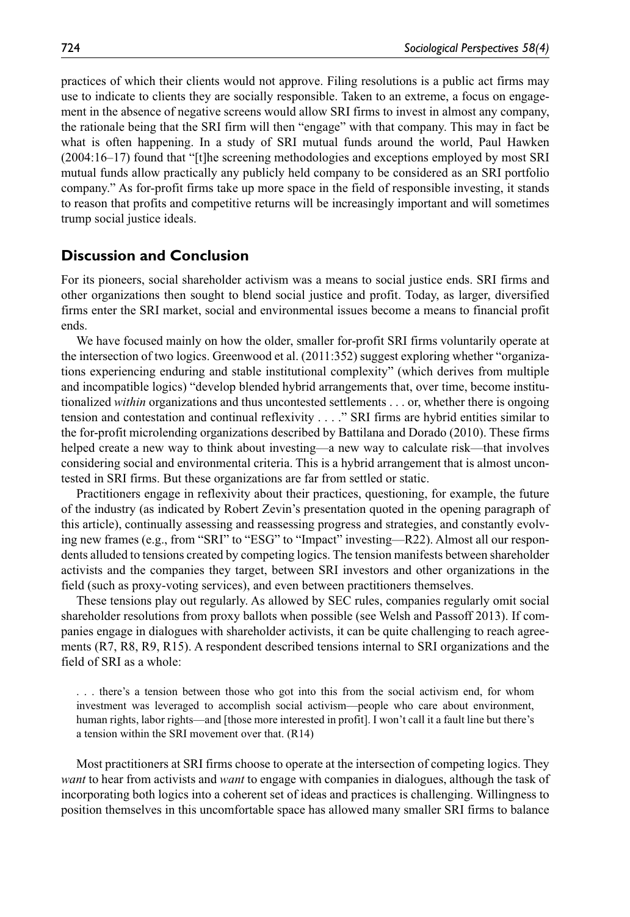practices of which their clients would not approve. Filing resolutions is a public act firms may use to indicate to clients they are socially responsible. Taken to an extreme, a focus on engagement in the absence of negative screens would allow SRI firms to invest in almost any company, the rationale being that the SRI firm will then "engage" with that company. This may in fact be what is often happening. In a study of SRI mutual funds around the world, Paul Hawken (2004:16–17) found that "[t]he screening methodologies and exceptions employed by most SRI mutual funds allow practically any publicly held company to be considered as an SRI portfolio company." As for-profit firms take up more space in the field of responsible investing, it stands to reason that profits and competitive returns will be increasingly important and will sometimes trump social justice ideals.

## Discussion and Conclusion

For its pioneers, social shareholder activism was a means to social justice ends. SRI firms and other organizations then sought to blend social justice and profit. Today, as larger, diversified firms enter the SRI market, social and environmental issues become a means to financial profit ends.

We have focused mainly on how the older, smaller for-profit SRI firms voluntarily operate at the intersection of two logics. Greenwood et al. (2011:352) suggest exploring whether "organizations experiencing enduring and stable institutional complexity" (which derives from multiple and incompatible logics) "develop blended hybrid arrangements that, over time, become institutionalized *within* organizations and thus uncontested settlements . . . or, whether there is ongoing tension and contestation and continual reflexivity . . . ." SRI firms are hybrid entities similar to the for-profit microlending organizations described by Battilana and Dorado (2010). These firms helped create a new way to think about investing—a new way to calculate risk—that involves considering social and environmental criteria. This is a hybrid arrangement that is almost uncontested in SRI firms. But these organizations are far from settled or static.

Practitioners engage in reflexivity about their practices, questioning, for example, the future of the industry (as indicated by Robert Zevin's presentation quoted in the opening paragraph of this article), continually assessing and reassessing progress and strategies, and constantly evolving new frames (e.g., from "SRI" to "ESG" to "Impact" investing—R22). Almost all our respondents alluded to tensions created by competing logics. The tension manifests between shareholder activists and the companies they target, between SRI investors and other organizations in the field (such as proxy-voting services), and even between practitioners themselves.

These tensions play out regularly. As allowed by SEC rules, companies regularly omit social shareholder resolutions from proxy ballots when possible (see Welsh and Passoff 2013). If companies engage in dialogues with shareholder activists, it can be quite challenging to reach agreements (R7, R8, R9, R15). A respondent described tensions internal to SRI organizations and the field of SRI as a whole:

> . . . there's a tension between those who got into this from the social activism end, for whom investment was leveraged to accomplish social activism—people who care about environment, human rights, labor rights—and [those more interested in profit]. I won't call it a fault line but there's a tension within the SRI movement over that. (R14)

Most practitioners at SRI firms choose to operate at the intersection of competing logics. They *want* to hear from activists and *want* to engage with companies in dialogues, although the task of incorporating both logics into a coherent set of ideas and practices is challenging. Willingness to position themselves in this uncomfortable space has allowed many smaller SRI firms to balance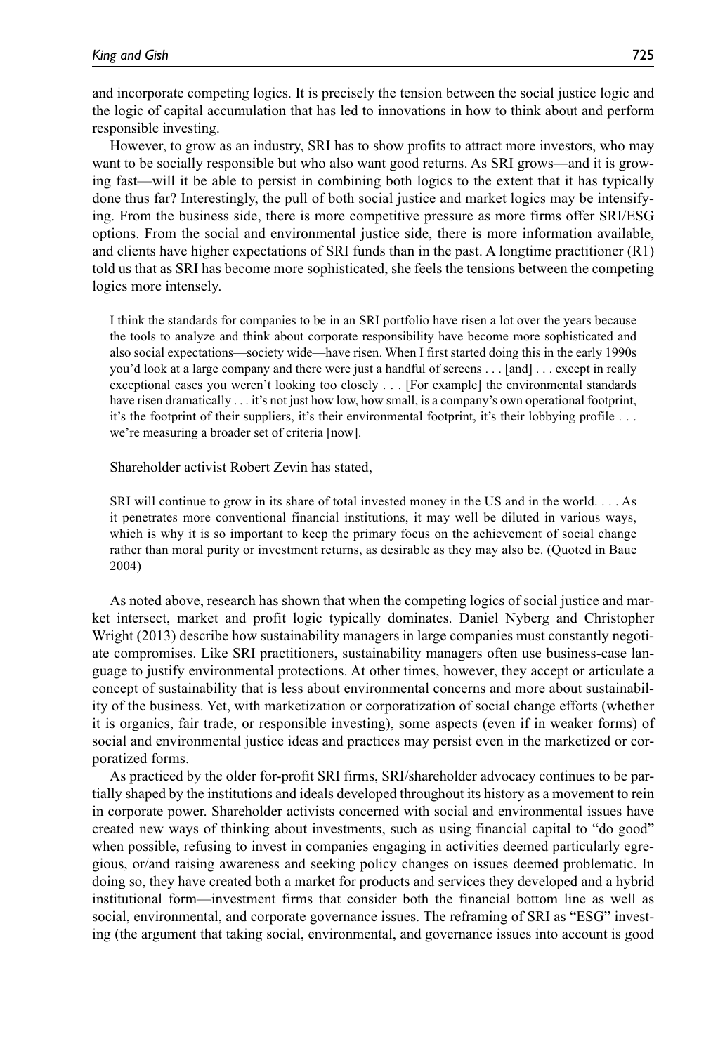and incorporate competing logics. It is precisely the tension between the social justice logic and the logic of capital accumulation that has led to innovations in how to think about and perform responsible investing.

However, to grow as an industry, SRI has to show profits to attract more investors, who may want to be socially responsible but who also want good returns. As SRI grows—and it is growing fast—will it be able to persist in combining both logics to the extent that it has typically done thus far? Interestingly, the pull of both social justice and market logics may be intensifying. From the business side, there is more competitive pressure as more firms offer SRI/ESG options. From the social and environmental justice side, there is more information available, and clients have higher expectations of SRI funds than in the past. A longtime practitioner (R1) told us that as SRI has become more sophisticated, she feels the tensions between the competing logics more intensely.

> I think the standards for companies to be in an SRI portfolio have risen a lot over the years because the tools to analyze and think about corporate responsibility have become more sophisticated and also social expectations—society wide—have risen. When I first started doing this in the early 1990s you'd look at a large company and there were just a handful of screens . . . [and] . . . except in really exceptional cases you weren't looking too closely . . . [For example] the environmental standards have risen dramatically . . . it's not just how low, how small, is a company's own operational footprint, it's the footprint of their suppliers, it's their environmental footprint, it's their lobbying profile . . . we're measuring a broader set of criteria [now].

Shareholder activist Robert Zevin has stated,

> SRI will continue to grow in its share of total invested money in the US and in the world. . . . As it penetrates more conventional financial institutions, it may well be diluted in various ways, which is why it is so important to keep the primary focus on the achievement of social change rather than moral purity or investment returns, as desirable as they may also be. (Quoted in Baue 2004)

As noted above, research has shown that when the competing logics of social justice and market intersect, market and profit logic typically dominates. Daniel Nyberg and Christopher Wright (2013) describe how sustainability managers in large companies must constantly negotiate compromises. Like SRI practitioners, sustainability managers often use business-case language to justify environmental protections. At other times, however, they accept or articulate a concept of sustainability that is less about environmental concerns and more about sustainability of the business. Yet, with marketization or corporatization of social change efforts (whether it is organics, fair trade, or responsible investing), some aspects (even if in weaker forms) of social and environmental justice ideas and practices may persist even in the marketized or corporatized forms.

As practiced by the older for-profit SRI firms, SRI/shareholder advocacy continues to be partially shaped by the institutions and ideals developed throughout its history as a movement to rein in corporate power. Shareholder activists concerned with social and environmental issues have created new ways of thinking about investments, such as using financial capital to "do good" when possible, refusing to invest in companies engaging in activities deemed particularly egregious, or/and raising awareness and seeking policy changes on issues deemed problematic. In doing so, they have created both a market for products and services they developed and a hybrid institutional form—investment firms that consider both the financial bottom line as well as social, environmental, and corporate governance issues. The reframing of SRI as "ESG" investing (the argument that taking social, environmental, and governance issues into account is good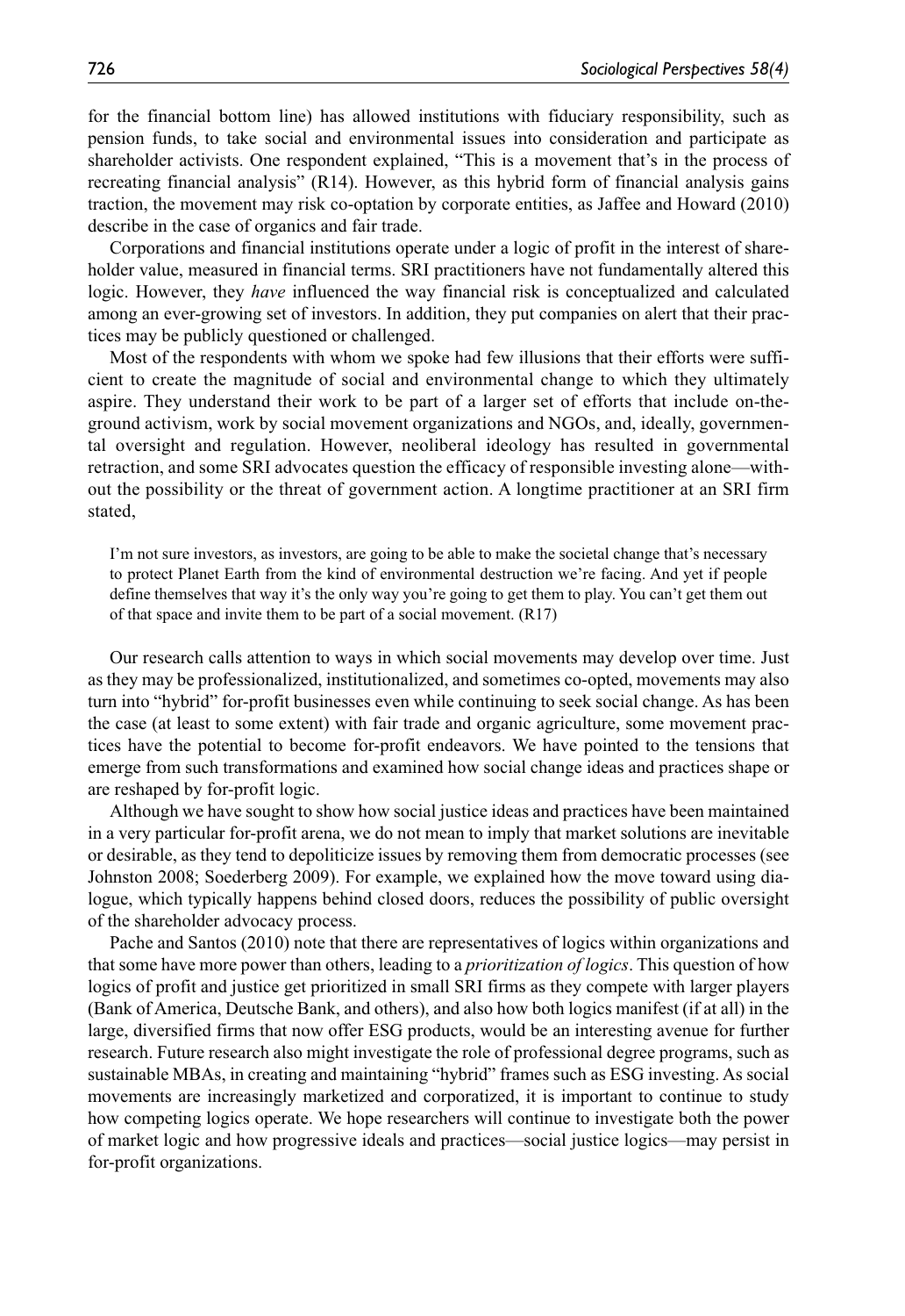for the financial bottom line) has allowed institutions with fiduciary responsibility, such as pension funds, to take social and environmental issues into consideration and participate as shareholder activists. One respondent explained, "This is a movement that's in the process of recreating financial analysis" (R14). However, as this hybrid form of financial analysis gains traction, the movement may risk co-optation by corporate entities, as Jaffee and Howard (2010) describe in the case of organics and fair trade.

Corporations and financial institutions operate under a logic of profit in the interest of shareholder value, measured in financial terms. SRI practitioners have not fundamentally altered this logic. However, they *have* influenced the way financial risk is conceptualized and calculated among an ever-growing set of investors. In addition, they put companies on alert that their practices may be publicly questioned or challenged.

Most of the respondents with whom we spoke had few illusions that their efforts were sufficient to create the magnitude of social and environmental change to which they ultimately aspire. They understand their work to be part of a larger set of efforts that include on-the-ground activism, work by social movement organizations and NGOs, and, ideally, governmental oversight and regulation. However, neoliberal ideology has resulted in governmental retraction, and some SRI advocates question the efficacy of responsible investing alone—without the possibility or the threat of government action. A longtime practitioner at an SRI firm stated,

> I'm not sure investors, as investors, are going to be able to make the societal change that's necessary to protect Planet Earth from the kind of environmental destruction we're facing. And yet if people define themselves that way it's the only way you're going to get them to play. You can't get them out of that space and invite them to be part of a social movement. (R17)

Our research calls attention to ways in which social movements may develop over time. Just as they may be professionalized, institutionalized, and sometimes co-opted, movements may also turn into "hybrid" for-profit businesses even while continuing to seek social change. As has been the case (at least to some extent) with fair trade and organic agriculture, some movement practices have the potential to become for-profit endeavors. We have pointed to the tensions that emerge from such transformations and examined how social change ideas and practices shape or are reshaped by for-profit logic.

Although we have sought to show how social justice ideas and practices have been maintained in a very particular for-profit arena, we do not mean to imply that market solutions are inevitable or desirable, as they tend to depoliticize issues by removing them from democratic processes (see Johnston 2008; Soederberg 2009). For example, we explained how the move toward using dialogue, which typically happens behind closed doors, reduces the possibility of public oversight of the shareholder advocacy process.

Pache and Santos (2010) note that there are representatives of logics within organizations and that some have more power than others, leading to a *prioritization of logics*. This question of how logics of profit and justice get prioritized in small SRI firms as they compete with larger players (Bank of America, Deutsche Bank, and others), and also how both logics manifest (if at all) in the large, diversified firms that now offer ESG products, would be an interesting avenue for further research. Future research also might investigate the role of professional degree programs, such as sustainable MBAs, in creating and maintaining "hybrid" frames such as ESG investing. As social movements are increasingly marketized and corporatized, it is important to continue to study how competing logics operate. We hope researchers will continue to investigate both the power of market logic and how progressive ideals and practices—social justice logics—may persist in for-profit organizations.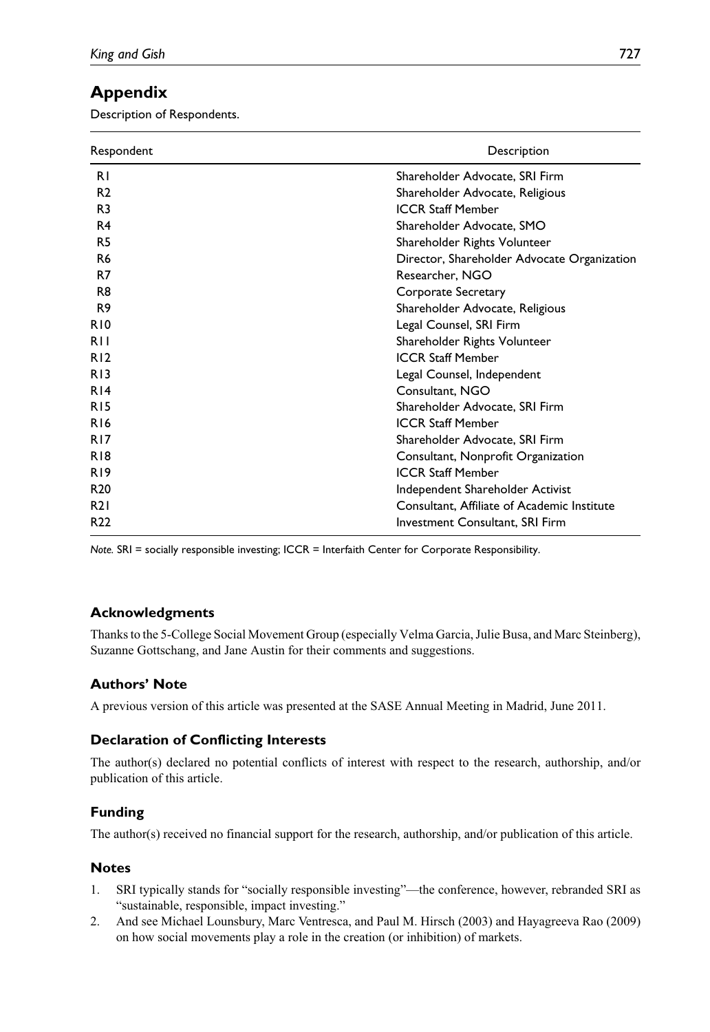## Appendix

Description of Respondents.

| Respondent | Description |
| --- | --- |
| R1 | Shareholder Advocate, SRI Firm |
| R2 | Shareholder Advocate, Religious |
| R3 | ICCR Staff Member |
| R4 | Shareholder Advocate, SMO |
| R5 | Shareholder Rights Volunteer |
| R6 | Director, Shareholder Advocate Organization |
| R7 | Researcher, NGO |
| R8 | Corporate Secretary |
| R9 | Shareholder Advocate, Religious |
| R10 | Legal Counsel, SRI Firm |
| R11 | Shareholder Rights Volunteer |
| R12 | ICCR Staff Member |
| R13 | Legal Counsel, Independent |
| R14 | Consultant, NGO |
| R15 | Shareholder Advocate, SRI Firm |
| R16 | ICCR Staff Member |
| R17 | Shareholder Advocate, SRI Firm |
| R18 | Consultant, Nonprofit Organization |
| R19 | ICCR Staff Member |
| R20 | Independent Shareholder Activist |
| R21 | Consultant, Affiliate of Academic Institute |
| R22 | Investment Consultant, SRI Firm |

*Note.* SRI = socially responsible investing; ICCR = Interfaith Center for Corporate Responsibility.

### Acknowledgments

Thanks to the 5-College Social Movement Group (especially Velma Garcia, Julie Busa, and Marc Steinberg), Suzanne Gottschang, and Jane Austin for their comments and suggestions.

### Authors' Note

A previous version of this article was presented at the SASE Annual Meeting in Madrid, June 2011.

### Declaration of Conflicting Interests

The author(s) declared no potential conflicts of interest with respect to the research, authorship, and/or publication of this article.

### Funding

The author(s) received no financial support for the research, authorship, and/or publication of this article.

### Notes

1. SRI typically stands for "socially responsible investing"—the conference, however, rebranded SRI as "sustainable, responsible, impact investing."
2. And see Michael Lounsbury, Marc Ventresca, and Paul M. Hirsch (2003) and Hayagreeva Rao (2009) on how social movements play a role in the creation (or inhibition) of markets.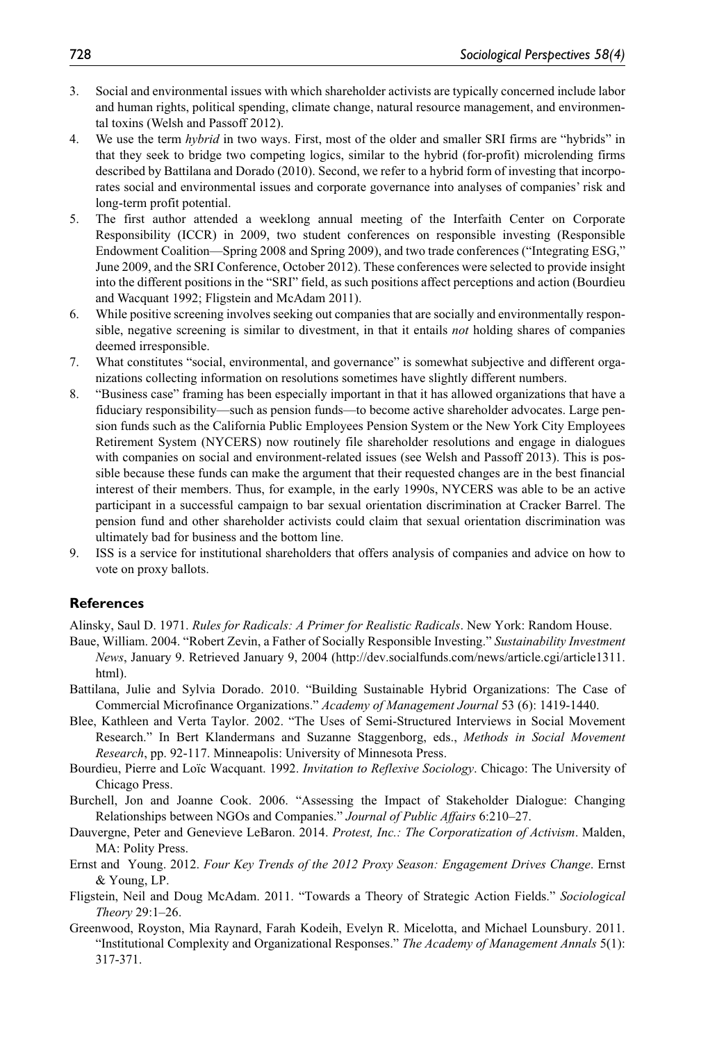3. Social and environmental issues with which shareholder activists are typically concerned include labor and human rights, political spending, climate change, natural resource management, and environmental toxins (Welsh and Passoff 2012).
4. We use the term *hybrid* in two ways. First, most of the older and smaller SRI firms are "hybrids" in that they seek to bridge two competing logics, similar to the hybrid (for-profit) microlending firms described by Battilana and Dorado (2010). Second, we refer to a hybrid form of investing that incorporates social and environmental issues and corporate governance into analyses of companies' risk and long-term profit potential.
5. The first author attended a weeklong annual meeting of the Interfaith Center on Corporate Responsibility (ICCR) in 2009, two student conferences on responsible investing (Responsible Endowment Coalition—Spring 2008 and Spring 2009), and two trade conferences ("Integrating ESG," June 2009, and the SRI Conference, October 2012). These conferences were selected to provide insight into the different positions in the "SRI" field, as such positions affect perceptions and action (Bourdieu and Wacquant 1992; Fligstein and McAdam 2011).
6. While positive screening involves seeking out companies that are socially and environmentally responsible, negative screening is similar to divestment, in that it entails *not* holding shares of companies deemed irresponsible.
7. What constitutes "social, environmental, and governance" is somewhat subjective and different organizations collecting information on resolutions sometimes have slightly different numbers.
8. "Business case" framing has been especially important in that it has allowed organizations that have a fiduciary responsibility—such as pension funds—to become active shareholder advocates. Large pension funds such as the California Public Employees Pension System or the New York City Employees Retirement System (NYCERS) now routinely file shareholder resolutions and engage in dialogues with companies on social and environment-related issues (see Welsh and Passoff 2013). This is possible because these funds can make the argument that their requested changes are in the best financial interest of their members. Thus, for example, in the early 1990s, NYCERS was able to be an active participant in a successful campaign to bar sexual orientation discrimination at Cracker Barrel. The pension fund and other shareholder activists could claim that sexual orientation discrimination was ultimately bad for business and the bottom line.
9. ISS is a service for institutional shareholders that offers analysis of companies and advice on how to vote on proxy ballots.

## References

Alinsky, Saul D. 1971. *Rules for Radicals: A Primer for Realistic Radicals*. New York: Random House.

Baue, William. 2004. "Robert Zevin, a Father of Socially Responsible Investing." *Sustainability Investment News*, January 9. Retrieved January 9, 2004 (http://dev.socialfunds.com/news/article.cgi/article1311.html).

Battilana, Julie and Sylvia Dorado. 2010. "Building Sustainable Hybrid Organizations: The Case of Commercial Microfinance Organizations." *Academy of Management Journal* 53 (6): 1419-1440.

Blee, Kathleen and Verta Taylor. 2002. "The Uses of Semi-Structured Interviews in Social Movement Research." In Bert Klandermans and Suzanne Staggenborg, eds., *Methods in Social Movement Research*, pp. 92-117. Minneapolis: University of Minnesota Press.

Bourdieu, Pierre and Loïc Wacquant. 1992. *Invitation to Reflexive Sociology*. Chicago: The University of Chicago Press.

Burchell, Jon and Joanne Cook. 2006. "Assessing the Impact of Stakeholder Dialogue: Changing Relationships between NGOs and Companies." *Journal of Public Affairs* 6:210–27.

Dauvergne, Peter and Genevieve LeBaron. 2014. *Protest, Inc.: The Corporatization of Activism*. Malden, MA: Polity Press.

Ernst and Young. 2012. *Four Key Trends of the 2012 Proxy Season: Engagement Drives Change*. Ernst & Young, LP.

Fligstein, Neil and Doug McAdam. 2011. "Towards a Theory of Strategic Action Fields." *Sociological Theory* 29:1–26.

Greenwood, Royston, Mia Raynard, Farah Kodeih, Evelyn R. Micelotta, and Michael Lounsbury. 2011. "Institutional Complexity and Organizational Responses." *The Academy of Management Annals* 5(1): 317-371.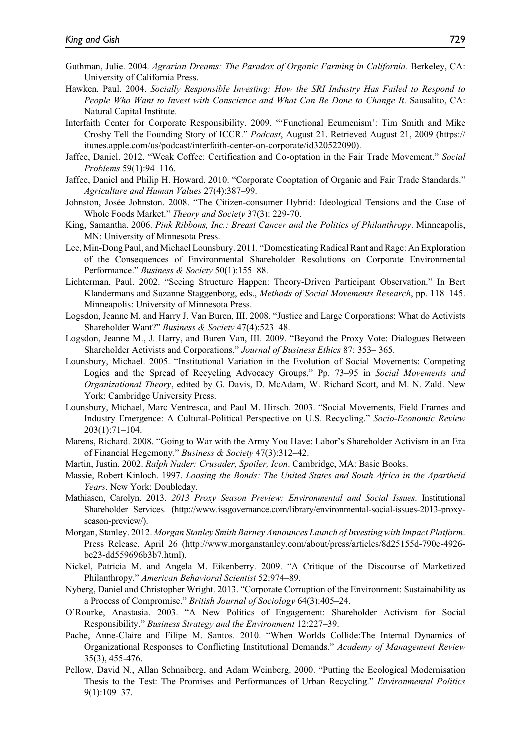Guthman, Julie. 2004. *Agrarian Dreams: The Paradox of Organic Farming in California*. Berkeley, CA: University of California Press.

Hawken, Paul. 2004. *Socially Responsible Investing: How the SRI Industry Has Failed to Respond to People Who Want to Invest with Conscience and What Can Be Done to Change It*. Sausalito, CA: Natural Capital Institute.

Interfaith Center for Corporate Responsibility. 2009. "'Functional Ecumenism': Tim Smith and Mike Crosby Tell the Founding Story of ICCR." *Podcast*, August 21. Retrieved August 21, 2009 (https://itunes.apple.com/us/podcast/interfaith-center-on-corporate/id320522090).

Jaffee, Daniel. 2012. "Weak Coffee: Certification and Co-optation in the Fair Trade Movement." *Social Problems* 59(1):94–116.

Jaffee, Daniel and Philip H. Howard. 2010. "Corporate Cooptation of Organic and Fair Trade Standards." *Agriculture and Human Values* 27(4):387–99.

Johnston, Josée Johnston. 2008. "The Citizen-consumer Hybrid: Ideological Tensions and the Case of Whole Foods Market." *Theory and Society* 37(3): 229-70.

King, Samantha. 2006. *Pink Ribbons, Inc.: Breast Cancer and the Politics of Philanthropy*. Minneapolis, MN: University of Minnesota Press.

Lee, Min-Dong Paul, and Michael Lounsbury. 2011. "Domesticating Radical Rant and Rage: An Exploration of the Consequences of Environmental Shareholder Resolutions on Corporate Environmental Performance." *Business & Society* 50(1):155–88.

Lichterman, Paul. 2002. "Seeing Structure Happen: Theory-Driven Participant Observation." In Bert Klandermans and Suzanne Staggenborg, eds., *Methods of Social Movements Research*, pp. 118–145. Minneapolis: University of Minnesota Press.

Logsdon, Jeanne M. and Harry J. Van Buren, III. 2008. "Justice and Large Corporations: What do Activists Shareholder Want?" *Business & Society* 47(4):523–48.

Logsdon, Jeanne M., J. Harry, and Buren Van, III. 2009. "Beyond the Proxy Vote: Dialogues Between Shareholder Activists and Corporations." *Journal of Business Ethics* 87: 353– 365.

Lounsbury, Michael. 2005. "Institutional Variation in the Evolution of Social Movements: Competing Logics and the Spread of Recycling Advocacy Groups." Pp. 73–95 in *Social Movements and Organizational Theory*, edited by G. Davis, D. McAdam, W. Richard Scott, and M. N. Zald. New York: Cambridge University Press.

Lounsbury, Michael, Marc Ventresca, and Paul M. Hirsch. 2003. "Social Movements, Field Frames and Industry Emergence: A Cultural-Political Perspective on U.S. Recycling." *Socio-Economic Review* 203(1):71–104.

Marens, Richard. 2008. "Going to War with the Army You Have: Labor's Shareholder Activism in an Era of Financial Hegemony." *Business & Society* 47(3):312–42.

Martin, Justin. 2002. *Ralph Nader: Crusader, Spoiler, Icon*. Cambridge, MA: Basic Books.

Massie, Robert Kinloch. 1997. *Loosing the Bonds: The United States and South Africa in the Apartheid Years*. New York: Doubleday.

Mathiasen, Carolyn. 2013. *2013 Proxy Season Preview: Environmental and Social Issues*. Institutional Shareholder Services. (http://www.issgovernance.com/library/environmental-social-issues-2013-proxy-season-preview/).

Morgan, Stanley. 2012. *Morgan Stanley Smith Barney Announces Launch of Investing with Impact Platform*. Press Release. April 26 (http://www.morganstanley.com/about/press/articles/8d25155d-790c-4926-be23-dd559696b3b7.html).

Nickel, Patricia M. and Angela M. Eikenberry. 2009. "A Critique of the Discourse of Marketized Philanthropy." *American Behavioral Scientist* 52:974–89.

Nyberg, Daniel and Christopher Wright. 2013. "Corporate Corruption of the Environment: Sustainability as a Process of Compromise." *British Journal of Sociology* 64(3):405–24.

O'Rourke, Anastasia. 2003. "A New Politics of Engagement: Shareholder Activism for Social Responsibility." *Business Strategy and the Environment* 12:227–39.

Pache, Anne-Claire and Filipe M. Santos. 2010. "When Worlds Collide:The Internal Dynamics of Organizational Responses to Conflicting Institutional Demands." *Academy of Management Review* 35(3), 455-476.

Pellow, David N., Allan Schnaiberg, and Adam Weinberg. 2000. "Putting the Ecological Modernisation Thesis to the Test: The Promises and Performances of Urban Recycling." *Environmental Politics* 9(1):109–37.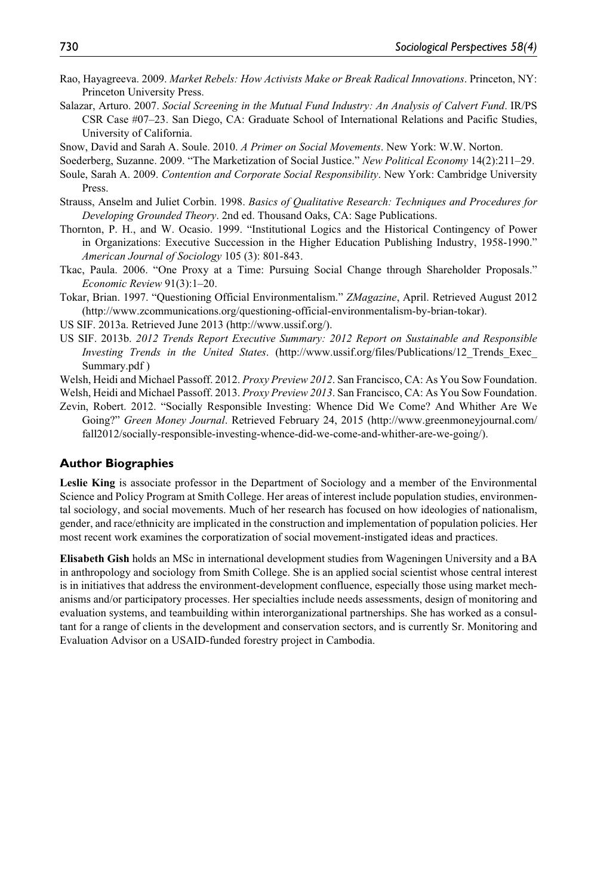Rao, Hayagreeva. 2009. *Market Rebels: How Activists Make or Break Radical Innovations*. Princeton, NY: Princeton University Press.

Salazar, Arturo. 2007. *Social Screening in the Mutual Fund Industry: An Analysis of Calvert Fund*. IR/PS CSR Case #07–23. San Diego, CA: Graduate School of International Relations and Pacific Studies, University of California.

Snow, David and Sarah A. Soule. 2010. *A Primer on Social Movements*. New York: W.W. Norton.

Soederberg, Suzanne. 2009. "The Marketization of Social Justice." *New Political Economy* 14(2):211–29.

Soule, Sarah A. 2009. *Contention and Corporate Social Responsibility*. New York: Cambridge University Press.

Strauss, Anselm and Juliet Corbin. 1998. *Basics of Qualitative Research: Techniques and Procedures for Developing Grounded Theory*. 2nd ed. Thousand Oaks, CA: Sage Publications.

Thornton, P. H., and W. Ocasio. 1999. "Institutional Logics and the Historical Contingency of Power in Organizations: Executive Succession in the Higher Education Publishing Industry, 1958-1990." *American Journal of Sociology* 105 (3): 801-843.

Tkac, Paula. 2006. "One Proxy at a Time: Pursuing Social Change through Shareholder Proposals." *Economic Review* 91(3):1–20.

Tokar, Brian. 1997. "Questioning Official Environmentalism." *ZMagazine*, April. Retrieved August 2012 (http://www.zcommunications.org/questioning-official-environmentalism-by-brian-tokar).

US SIF. 2013a. Retrieved June 2013 (http://www.ussif.org/).

US SIF. 2013b. *2012 Trends Report Executive Summary: 2012 Report on Sustainable and Responsible Investing Trends in the United States*. (http://www.ussif.org/files/Publications/12_Trends_Exec_Summary.pdf )

Welsh, Heidi and Michael Passoff. 2012. *Proxy Preview 2012*. San Francisco, CA: As You Sow Foundation.

Welsh, Heidi and Michael Passoff. 2013. *Proxy Preview 2013*. San Francisco, CA: As You Sow Foundation.

Zevin, Robert. 2012. "Socially Responsible Investing: Whence Did We Come? And Whither Are We Going?" *Green Money Journal*. Retrieved February 24, 2015 (http://www.greenmoneyjournal.com/fall2012/socially-responsible-investing-whence-did-we-come-and-whither-are-we-going/).

## Author Biographies

**Leslie King** is associate professor in the Department of Sociology and a member of the Environmental Science and Policy Program at Smith College. Her areas of interest include population studies, environmental sociology, and social movements. Much of her research has focused on how ideologies of nationalism, gender, and race/ethnicity are implicated in the construction and implementation of population policies. Her most recent work examines the corporatization of social movement-instigated ideas and practices.

**Elisabeth Gish** holds an MSc in international development studies from Wageningen University and a BA in anthropology and sociology from Smith College. She is an applied social scientist whose central interest is in initiatives that address the environment-development confluence, especially those using market mechanisms and/or participatory processes. Her specialties include needs assessments, design of monitoring and evaluation systems, and teambuilding within interorganizational partnerships. She has worked as a consultant for a range of clients in the development and conservation sectors, and is currently Sr. Monitoring and Evaluation Advisor on a USAID-funded forestry project in Cambodia.